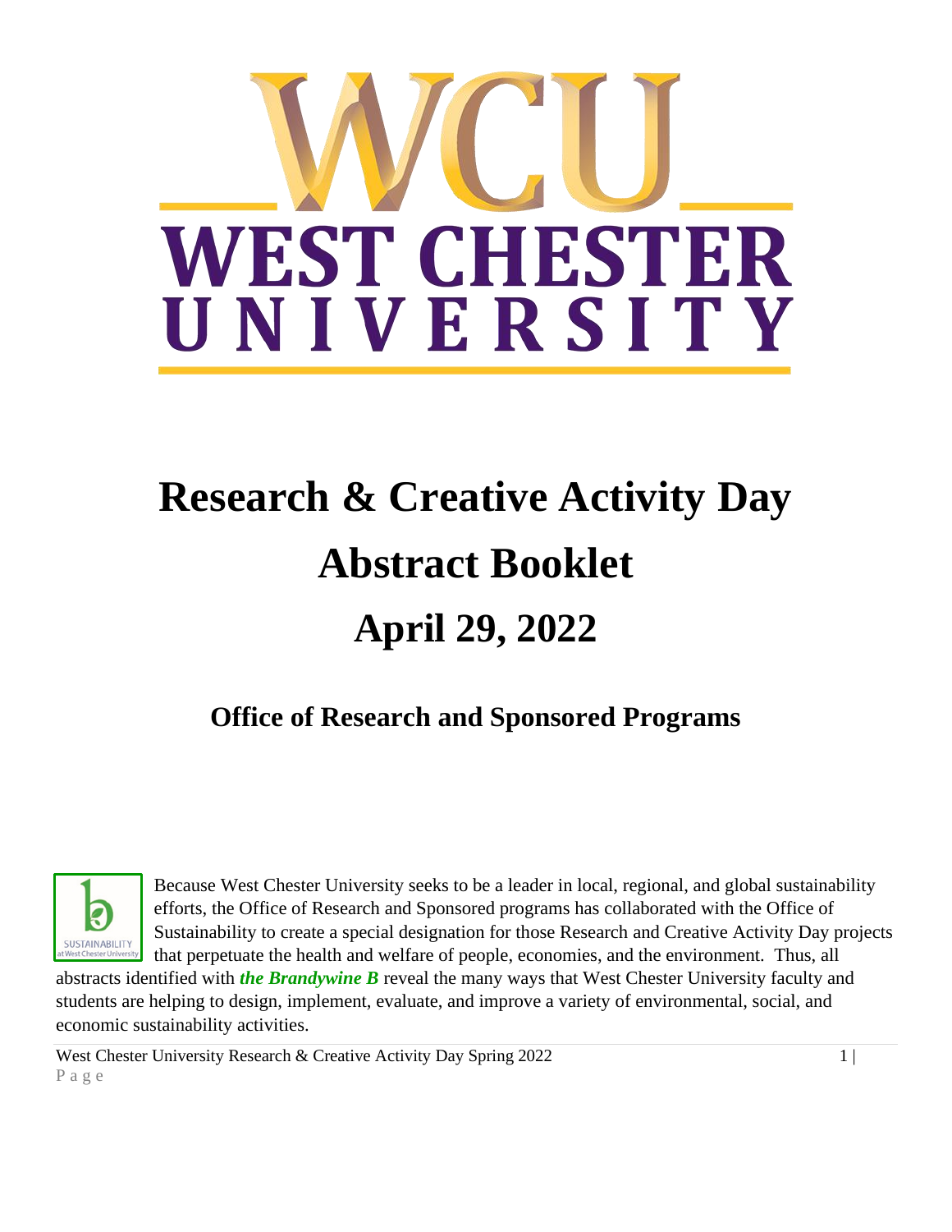# WCU WEST CHESTER UNIVERSITY

# Research & Creative Activity Day Abstract Booklet

# April 29, 2022

## Office of Research and Sponsored Programs

Because West Chester University seeks to be a leader in local, regional, and global sustainability efforts, the Office of Research and Sponsored programs has collaborated with the Office of Sustainability to create a special designation for those Research and Creative Activity Day projects that perpetuate the health and welfare of people, economies, and the environment. Thus, all abstracts identified with ***the Brandywine B*** reveal the many ways that West Chester University faculty and students are helping to design, implement, evaluate, and improve a variety of environmental, social, and economic sustainability activities.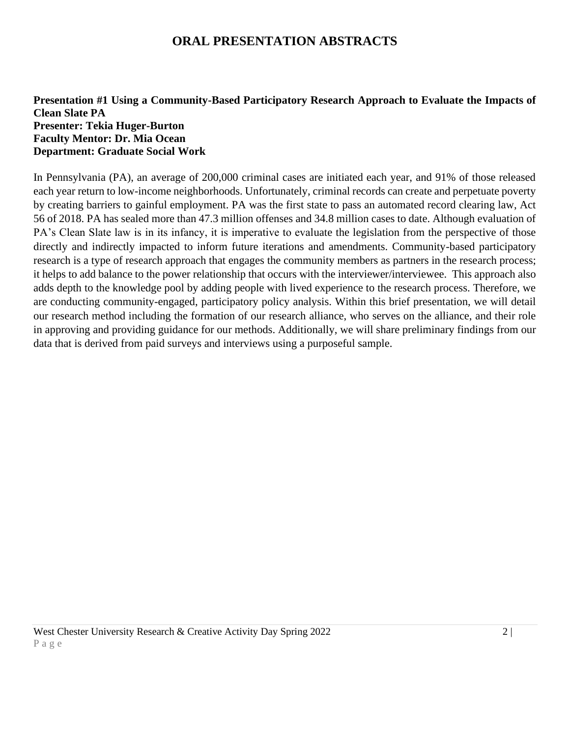# ORAL PRESENTATION ABSTRACTS

**Presentation #1 Using a Community-Based Participatory Research Approach to Evaluate the Impacts of Clean Slate PA**
**Presenter: Tekia Huger-Burton**
**Faculty Mentor: Dr. Mia Ocean**
**Department: Graduate Social Work**

In Pennsylvania (PA), an average of 200,000 criminal cases are initiated each year, and 91% of those released each year return to low-income neighborhoods. Unfortunately, criminal records can create and perpetuate poverty by creating barriers to gainful employment. PA was the first state to pass an automated record clearing law, Act 56 of 2018. PA has sealed more than 47.3 million offenses and 34.8 million cases to date. Although evaluation of PA's Clean Slate law is in its infancy, it is imperative to evaluate the legislation from the perspective of those directly and indirectly impacted to inform future iterations and amendments. Community-based participatory research is a type of research approach that engages the community members as partners in the research process; it helps to add balance to the power relationship that occurs with the interviewer/interviewee. This approach also adds depth to the knowledge pool by adding people with lived experience to the research process. Therefore, we are conducting community-engaged, participatory policy analysis. Within this brief presentation, we will detail our research method including the formation of our research alliance, who serves on the alliance, and their role in approving and providing guidance for our methods. Additionally, we will share preliminary findings from our data that is derived from paid surveys and interviews using a purposeful sample.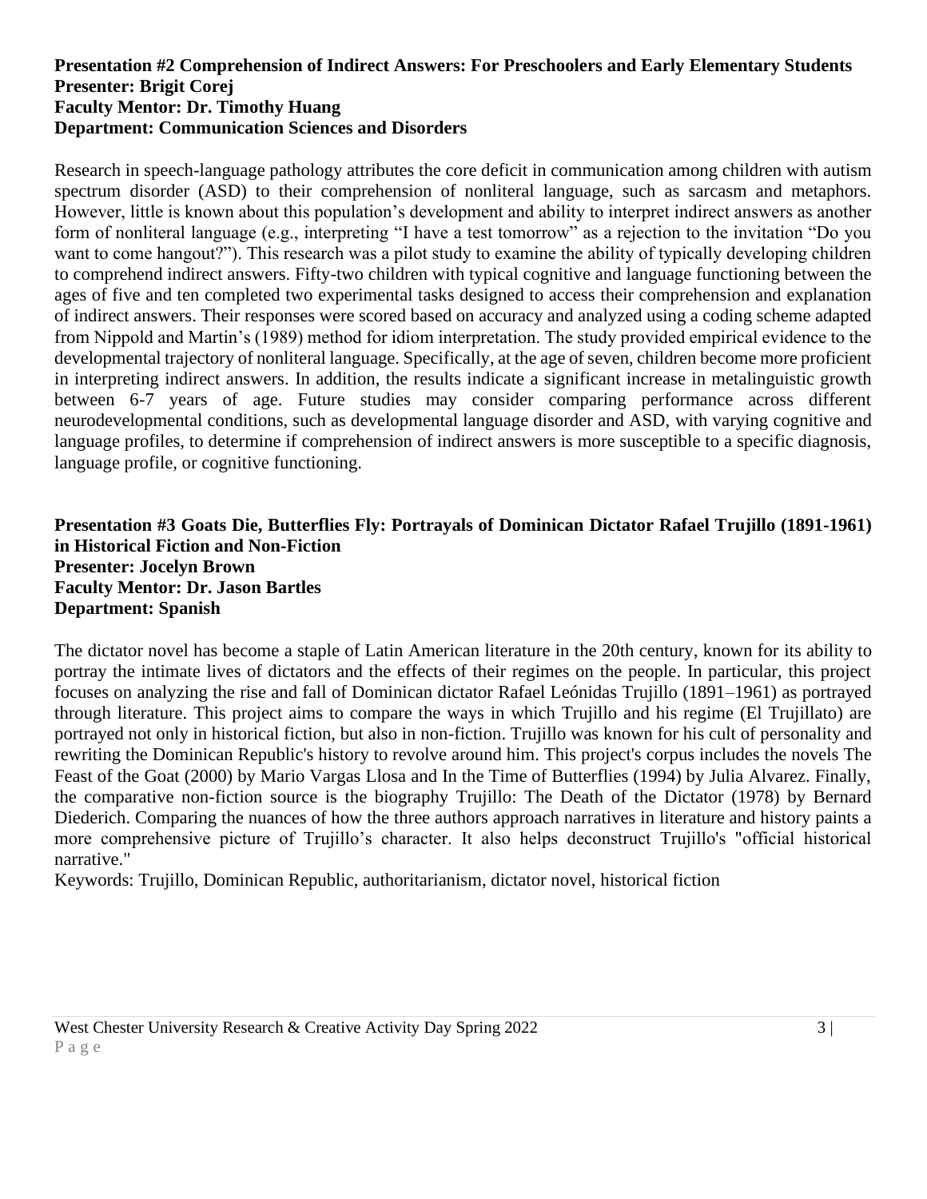**Presentation #2 Comprehension of Indirect Answers: For Preschoolers and Early Elementary Students**
**Presenter: Brigit Corej**
**Faculty Mentor: Dr. Timothy Huang**
**Department: Communication Sciences and Disorders**

Research in speech-language pathology attributes the core deficit in communication among children with autism spectrum disorder (ASD) to their comprehension of nonliteral language, such as sarcasm and metaphors. However, little is known about this population's development and ability to interpret indirect answers as another form of nonliteral language (e.g., interpreting "I have a test tomorrow" as a rejection to the invitation "Do you want to come hangout?"). This research was a pilot study to examine the ability of typically developing children to comprehend indirect answers. Fifty-two children with typical cognitive and language functioning between the ages of five and ten completed two experimental tasks designed to access their comprehension and explanation of indirect answers. Their responses were scored based on accuracy and analyzed using a coding scheme adapted from Nippold and Martin's (1989) method for idiom interpretation. The study provided empirical evidence to the developmental trajectory of nonliteral language. Specifically, at the age of seven, children become more proficient in interpreting indirect answers. In addition, the results indicate a significant increase in metalinguistic growth between 6-7 years of age. Future studies may consider comparing performance across different neurodevelopmental conditions, such as developmental language disorder and ASD, with varying cognitive and language profiles, to determine if comprehension of indirect answers is more susceptible to a specific diagnosis, language profile, or cognitive functioning.

**Presentation #3 Goats Die, Butterflies Fly: Portrayals of Dominican Dictator Rafael Trujillo (1891-1961) in Historical Fiction and Non-Fiction**
**Presenter: Jocelyn Brown**
**Faculty Mentor: Dr. Jason Bartles**
**Department: Spanish**

The dictator novel has become a staple of Latin American literature in the 20th century, known for its ability to portray the intimate lives of dictators and the effects of their regimes on the people. In particular, this project focuses on analyzing the rise and fall of Dominican dictator Rafael Leónidas Trujillo (1891–1961) as portrayed through literature. This project aims to compare the ways in which Trujillo and his regime (El Trujillato) are portrayed not only in historical fiction, but also in non-fiction. Trujillo was known for his cult of personality and rewriting the Dominican Republic's history to revolve around him. This project's corpus includes the novels The Feast of the Goat (2000) by Mario Vargas Llosa and In the Time of Butterflies (1994) by Julia Alvarez. Finally, the comparative non-fiction source is the biography Trujillo: The Death of the Dictator (1978) by Bernard Diederich. Comparing the nuances of how the three authors approach narratives in literature and history paints a more comprehensive picture of Trujillo's character. It also helps deconstruct Trujillo's "official historical narrative."

Keywords: Trujillo, Dominican Republic, authoritarianism, dictator novel, historical fiction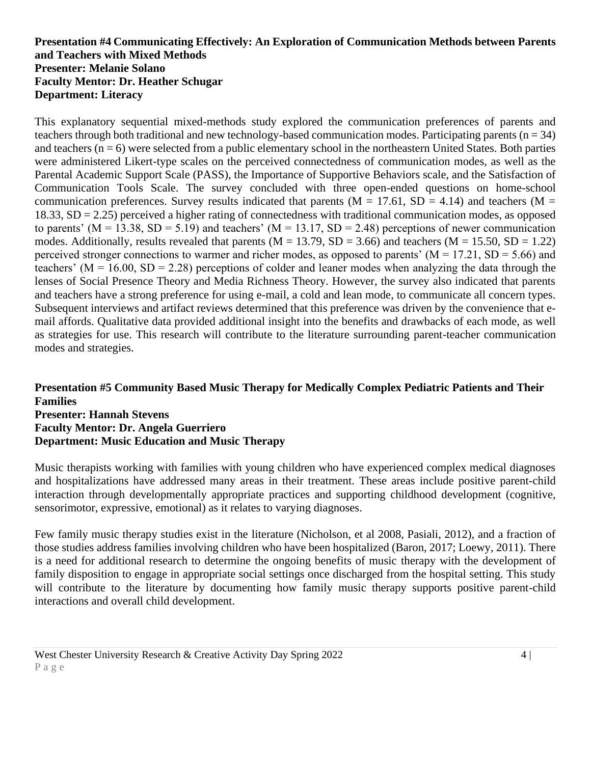**Presentation #4 Communicating Effectively: An Exploration of Communication Methods between Parents and Teachers with Mixed Methods**
**Presenter: Melanie Solano**
**Faculty Mentor: Dr. Heather Schugar**
**Department: Literacy**

This explanatory sequential mixed-methods study explored the communication preferences of parents and teachers through both traditional and new technology-based communication modes. Participating parents ($n = 34$) and teachers ($n = 6$) were selected from a public elementary school in the northeastern United States. Both parties were administered Likert-type scales on the perceived connectedness of communication modes, as well as the Parental Academic Support Scale (PASS), the Importance of Supportive Behaviors scale, and the Satisfaction of Communication Tools Scale. The survey concluded with three open-ended questions on home-school communication preferences. Survey results indicated that parents ($M = 17.61$, $SD = 4.14$) and teachers ($M = 18.33$, $SD = 2.25$) perceived a higher rating of connectedness with traditional communication modes, as opposed to parents' ($M = 13.38$, $SD = 5.19$) and teachers' ($M = 13.17$, $SD = 2.48$) perceptions of newer communication modes. Additionally, results revealed that parents ($M = 13.79$, $SD = 3.66$) and teachers ($M = 15.50$, $SD = 1.22$) perceived stronger connections to warmer and richer modes, as opposed to parents' ($M = 17.21$, $SD = 5.66$) and teachers' ($M = 16.00$, $SD = 2.28$) perceptions of colder and leaner modes when analyzing the data through the lenses of Social Presence Theory and Media Richness Theory. However, the survey also indicated that parents and teachers have a strong preference for using e-mail, a cold and lean mode, to communicate all concern types. Subsequent interviews and artifact reviews determined that this preference was driven by the convenience that e-mail affords. Qualitative data provided additional insight into the benefits and drawbacks of each mode, as well as strategies for use. This research will contribute to the literature surrounding parent-teacher communication modes and strategies.

**Presentation #5 Community Based Music Therapy for Medically Complex Pediatric Patients and Their Families**
**Presenter: Hannah Stevens**
**Faculty Mentor: Dr. Angela Guerriero**
**Department: Music Education and Music Therapy**

Music therapists working with families with young children who have experienced complex medical diagnoses and hospitalizations have addressed many areas in their treatment. These areas include positive parent-child interaction through developmentally appropriate practices and supporting childhood development (cognitive, sensorimotor, expressive, emotional) as it relates to varying diagnoses.

Few family music therapy studies exist in the literature (Nicholson, et al 2008, Pasiali, 2012), and a fraction of those studies address families involving children who have been hospitalized (Baron, 2017; Loewy, 2011). There is a need for additional research to determine the ongoing benefits of music therapy with the development of family disposition to engage in appropriate social settings once discharged from the hospital setting. This study will contribute to the literature by documenting how family music therapy supports positive parent-child interactions and overall child development.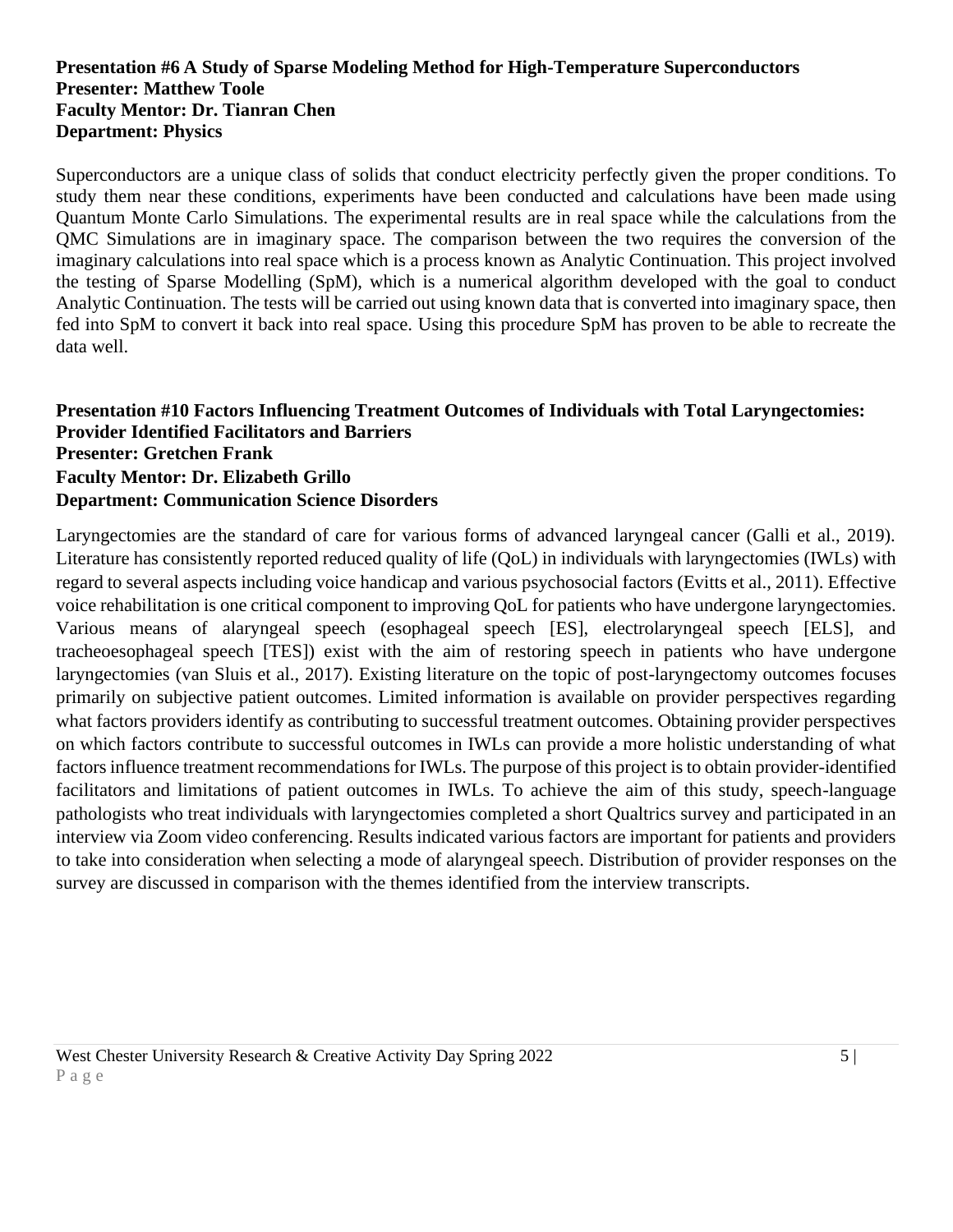**Presentation #6 A Study of Sparse Modeling Method for High-Temperature Superconductors**
**Presenter: Matthew Toole**
**Faculty Mentor: Dr. Tianran Chen**
**Department: Physics**

Superconductors are a unique class of solids that conduct electricity perfectly given the proper conditions. To study them near these conditions, experiments have been conducted and calculations have been made using Quantum Monte Carlo Simulations. The experimental results are in real space while the calculations from the QMC Simulations are in imaginary space. The comparison between the two requires the conversion of the imaginary calculations into real space which is a process known as Analytic Continuation. This project involved the testing of Sparse Modelling (SpM), which is a numerical algorithm developed with the goal to conduct Analytic Continuation. The tests will be carried out using known data that is converted into imaginary space, then fed into SpM to convert it back into real space. Using this procedure SpM has proven to be able to recreate the data well.

**Presentation #10 Factors Influencing Treatment Outcomes of Individuals with Total Laryngectomies: Provider Identified Facilitators and Barriers**
**Presenter: Gretchen Frank**
**Faculty Mentor: Dr. Elizabeth Grillo**
**Department: Communication Science Disorders**

Laryngectomies are the standard of care for various forms of advanced laryngeal cancer (Galli et al., 2019). Literature has consistently reported reduced quality of life (QoL) in individuals with laryngectomies (IWLs) with regard to several aspects including voice handicap and various psychosocial factors (Evitts et al., 2011). Effective voice rehabilitation is one critical component to improving QoL for patients who have undergone laryngectomies. Various means of alaryngeal speech (esophageal speech [ES], electrolaryngeal speech [ELS], and tracheoesophageal speech [TES]) exist with the aim of restoring speech in patients who have undergone laryngectomies (van Sluis et al., 2017). Existing literature on the topic of post-laryngectomy outcomes focuses primarily on subjective patient outcomes. Limited information is available on provider perspectives regarding what factors providers identify as contributing to successful treatment outcomes. Obtaining provider perspectives on which factors contribute to successful outcomes in IWLs can provide a more holistic understanding of what factors influence treatment recommendations for IWLs. The purpose of this project is to obtain provider-identified facilitators and limitations of patient outcomes in IWLs. To achieve the aim of this study, speech-language pathologists who treat individuals with laryngectomies completed a short Qualtrics survey and participated in an interview via Zoom video conferencing. Results indicated various factors are important for patients and providers to take into consideration when selecting a mode of alaryngeal speech. Distribution of provider responses on the survey are discussed in comparison with the themes identified from the interview transcripts.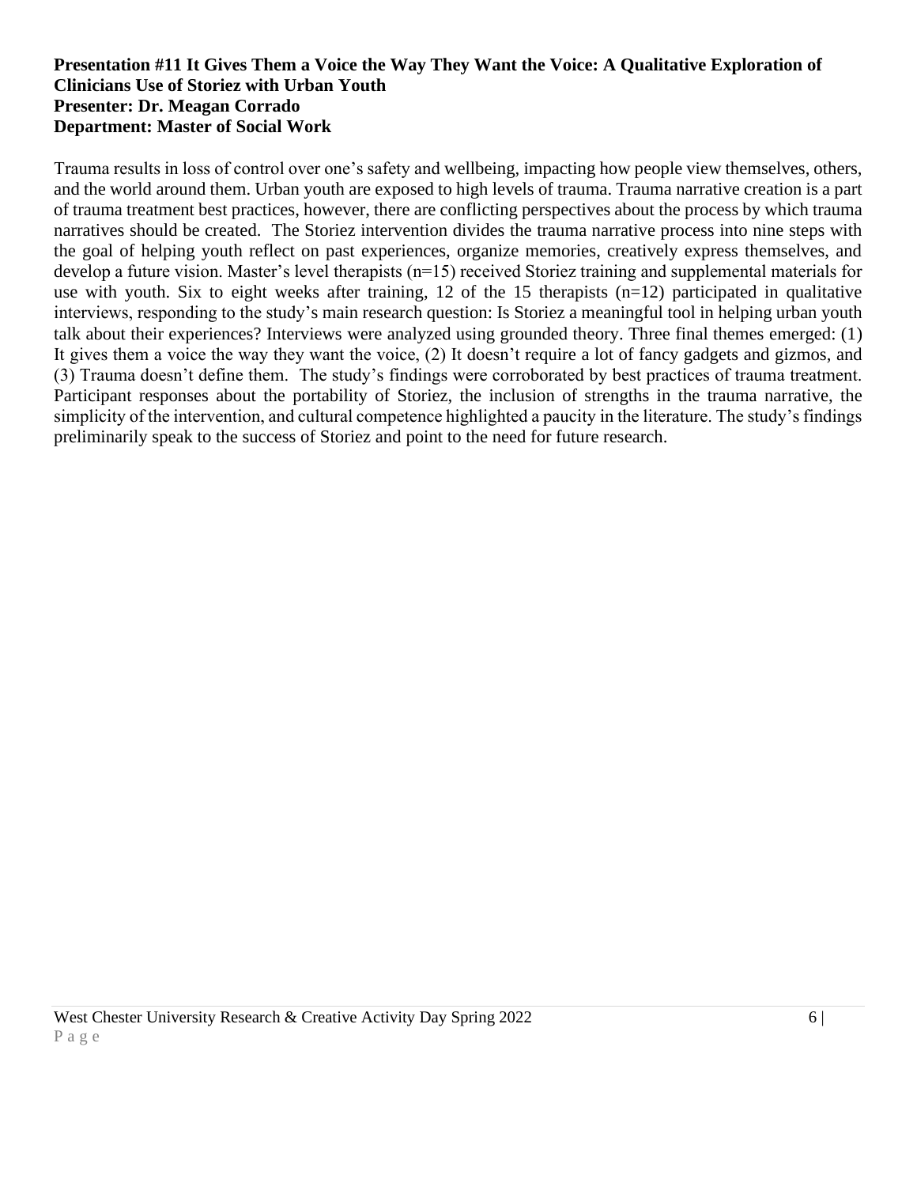**Presentation #11 It Gives Them a Voice the Way They Want the Voice: A Qualitative Exploration of Clinicians Use of Storiez with Urban Youth**
**Presenter: Dr. Meagan Corrado**
**Department: Master of Social Work**

Trauma results in loss of control over one's safety and wellbeing, impacting how people view themselves, others, and the world around them. Urban youth are exposed to high levels of trauma. Trauma narrative creation is a part of trauma treatment best practices, however, there are conflicting perspectives about the process by which trauma narratives should be created. The Storiez intervention divides the trauma narrative process into nine steps with the goal of helping youth reflect on past experiences, organize memories, creatively express themselves, and develop a future vision. Master's level therapists (n=15) received Storiez training and supplemental materials for use with youth. Six to eight weeks after training, 12 of the 15 therapists (n=12) participated in qualitative interviews, responding to the study's main research question: Is Storiez a meaningful tool in helping urban youth talk about their experiences? Interviews were analyzed using grounded theory. Three final themes emerged: (1) It gives them a voice the way they want the voice, (2) It doesn't require a lot of fancy gadgets and gizmos, and (3) Trauma doesn't define them. The study's findings were corroborated by best practices of trauma treatment. Participant responses about the portability of Storiez, the inclusion of strengths in the trauma narrative, the simplicity of the intervention, and cultural competence highlighted a paucity in the literature. The study's findings preliminarily speak to the success of Storiez and point to the need for future research.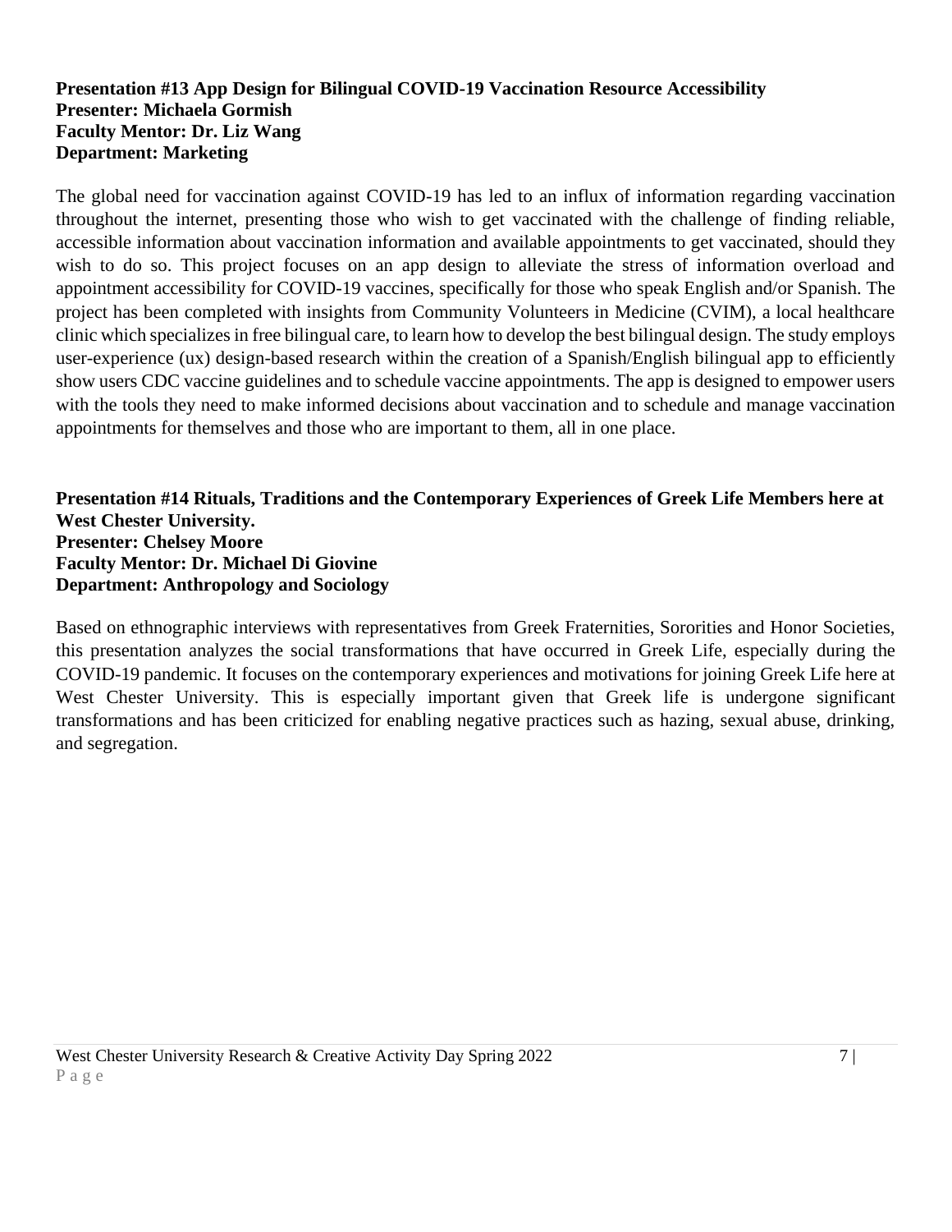**Presentation #13 App Design for Bilingual COVID-19 Vaccination Resource Accessibility**
**Presenter: Michaela Gormish**
**Faculty Mentor: Dr. Liz Wang**
**Department: Marketing**

The global need for vaccination against COVID-19 has led to an influx of information regarding vaccination throughout the internet, presenting those who wish to get vaccinated with the challenge of finding reliable, accessible information about vaccination information and available appointments to get vaccinated, should they wish to do so. This project focuses on an app design to alleviate the stress of information overload and appointment accessibility for COVID-19 vaccines, specifically for those who speak English and/or Spanish. The project has been completed with insights from Community Volunteers in Medicine (CVIM), a local healthcare clinic which specializes in free bilingual care, to learn how to develop the best bilingual design. The study employs user-experience (ux) design-based research within the creation of a Spanish/English bilingual app to efficiently show users CDC vaccine guidelines and to schedule vaccine appointments. The app is designed to empower users with the tools they need to make informed decisions about vaccination and to schedule and manage vaccination appointments for themselves and those who are important to them, all in one place.

**Presentation #14 Rituals, Traditions and the Contemporary Experiences of Greek Life Members here at West Chester University.**
**Presenter: Chelsey Moore**
**Faculty Mentor: Dr. Michael Di Giovine**
**Department: Anthropology and Sociology**

Based on ethnographic interviews with representatives from Greek Fraternities, Sororities and Honor Societies, this presentation analyzes the social transformations that have occurred in Greek Life, especially during the COVID-19 pandemic. It focuses on the contemporary experiences and motivations for joining Greek Life here at West Chester University. This is especially important given that Greek life is undergone significant transformations and has been criticized for enabling negative practices such as hazing, sexual abuse, drinking, and segregation.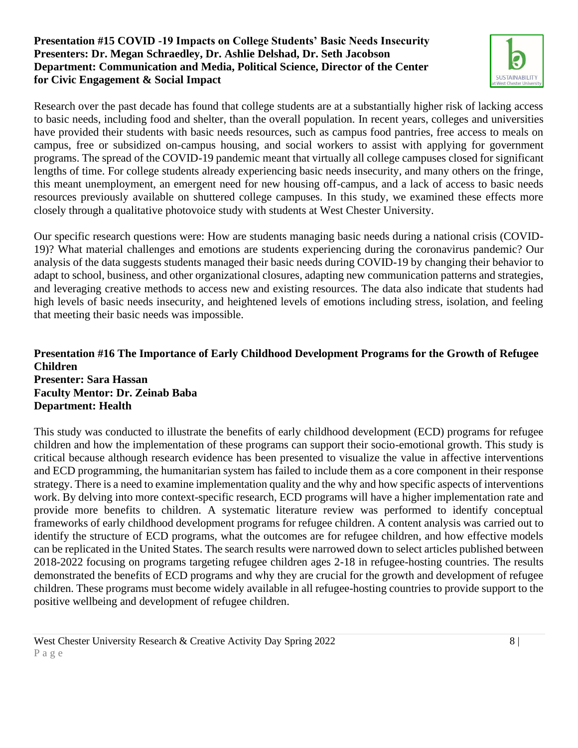**Presentation #15 COVID -19 Impacts on College Students' Basic Needs Insecurity**
**Presenters: Dr. Megan Schraedley, Dr. Ashlie Delshad, Dr. Seth Jacobson**
**Department: Communication and Media, Political Science, Director of the Center for Civic Engagement & Social Impact**

Research over the past decade has found that college students are at a substantially higher risk of lacking access to basic needs, including food and shelter, than the overall population. In recent years, colleges and universities have provided their students with basic needs resources, such as campus food pantries, free access to meals on campus, free or subsidized on-campus housing, and social workers to assist with applying for government programs. The spread of the COVID-19 pandemic meant that virtually all college campuses closed for significant lengths of time. For college students already experiencing basic needs insecurity, and many others on the fringe, this meant unemployment, an emergent need for new housing off-campus, and a lack of access to basic needs resources previously available on shuttered college campuses. In this study, we examined these effects more closely through a qualitative photovoice study with students at West Chester University.

Our specific research questions were: How are students managing basic needs during a national crisis (COVID-19)? What material challenges and emotions are students experiencing during the coronavirus pandemic? Our analysis of the data suggests students managed their basic needs during COVID-19 by changing their behavior to adapt to school, business, and other organizational closures, adapting new communication patterns and strategies, and leveraging creative methods to access new and existing resources. The data also indicate that students had high levels of basic needs insecurity, and heightened levels of emotions including stress, isolation, and feeling that meeting their basic needs was impossible.

**Presentation #16 The Importance of Early Childhood Development Programs for the Growth of Refugee Children**
**Presenter: Sara Hassan**
**Faculty Mentor: Dr. Zeinab Baba**
**Department: Health**

This study was conducted to illustrate the benefits of early childhood development (ECD) programs for refugee children and how the implementation of these programs can support their socio-emotional growth. This study is critical because although research evidence has been presented to visualize the value in affective interventions and ECD programming, the humanitarian system has failed to include them as a core component in their response strategy. There is a need to examine implementation quality and the why and how specific aspects of interventions work. By delving into more context-specific research, ECD programs will have a higher implementation rate and provide more benefits to children. A systematic literature review was performed to identify conceptual frameworks of early childhood development programs for refugee children. A content analysis was carried out to identify the structure of ECD programs, what the outcomes are for refugee children, and how effective models can be replicated in the United States. The search results were narrowed down to select articles published between 2018-2022 focusing on programs targeting refugee children ages 2-18 in refugee-hosting countries. The results demonstrated the benefits of ECD programs and why they are crucial for the growth and development of refugee children. These programs must become widely available in all refugee-hosting countries to provide support to the positive wellbeing and development of refugee children.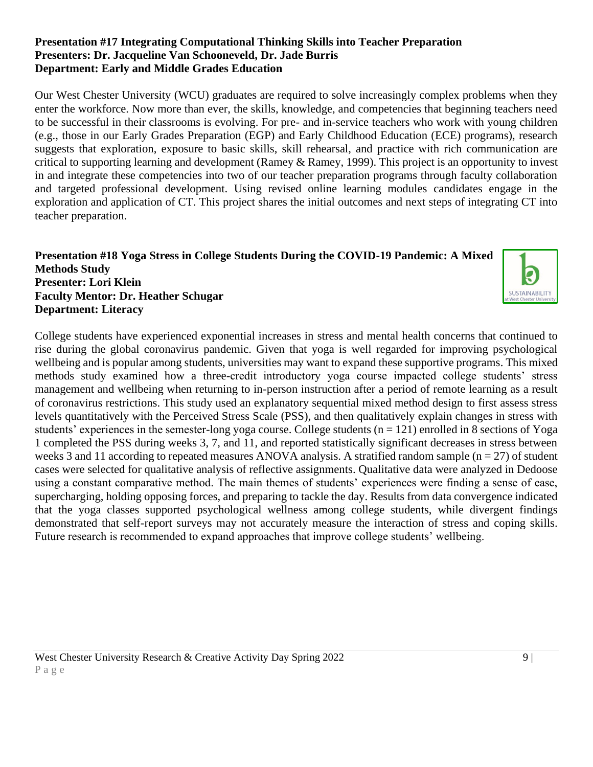**Presentation #17 Integrating Computational Thinking Skills into Teacher Preparation**
**Presenters: Dr. Jacqueline Van Schooneveld, Dr. Jade Burris**
**Department: Early and Middle Grades Education**

Our West Chester University (WCU) graduates are required to solve increasingly complex problems when they enter the workforce. Now more than ever, the skills, knowledge, and competencies that beginning teachers need to be successful in their classrooms is evolving. For pre- and in-service teachers who work with young children (e.g., those in our Early Grades Preparation (EGP) and Early Childhood Education (ECE) programs), research suggests that exploration, exposure to basic skills, skill rehearsal, and practice with rich communication are critical to supporting learning and development (Ramey & Ramey, 1999). This project is an opportunity to invest in and integrate these competencies into two of our teacher preparation programs through faculty collaboration and targeted professional development. Using revised online learning modules candidates engage in the exploration and application of CT. This project shares the initial outcomes and next steps of integrating CT into teacher preparation.

**Presentation #18 Yoga Stress in College Students During the COVID-19 Pandemic: A Mixed Methods Study**
**Presenter: Lori Klein**
**Faculty Mentor: Dr. Heather Schugar**
**Department: Literacy**

College students have experienced exponential increases in stress and mental health concerns that continued to rise during the global coronavirus pandemic. Given that yoga is well regarded for improving psychological wellbeing and is popular among students, universities may want to expand these supportive programs. This mixed methods study examined how a three-credit introductory yoga course impacted college students' stress management and wellbeing when returning to in-person instruction after a period of remote learning as a result of coronavirus restrictions. This study used an explanatory sequential mixed method design to first assess stress levels quantitatively with the Perceived Stress Scale (PSS), and then qualitatively explain changes in stress with students' experiences in the semester-long yoga course. College students ($n = 121$) enrolled in 8 sections of Yoga 1 completed the PSS during weeks 3, 7, and 11, and reported statistically significant decreases in stress between weeks 3 and 11 according to repeated measures ANOVA analysis. A stratified random sample ($n = 27$) of student cases were selected for qualitative analysis of reflective assignments. Qualitative data were analyzed in Dedoose using a constant comparative method. The main themes of students' experiences were finding a sense of ease, supercharging, holding opposing forces, and preparing to tackle the day. Results from data convergence indicated that the yoga classes supported psychological wellness among college students, while divergent findings demonstrated that self-report surveys may not accurately measure the interaction of stress and coping skills. Future research is recommended to expand approaches that improve college students' wellbeing.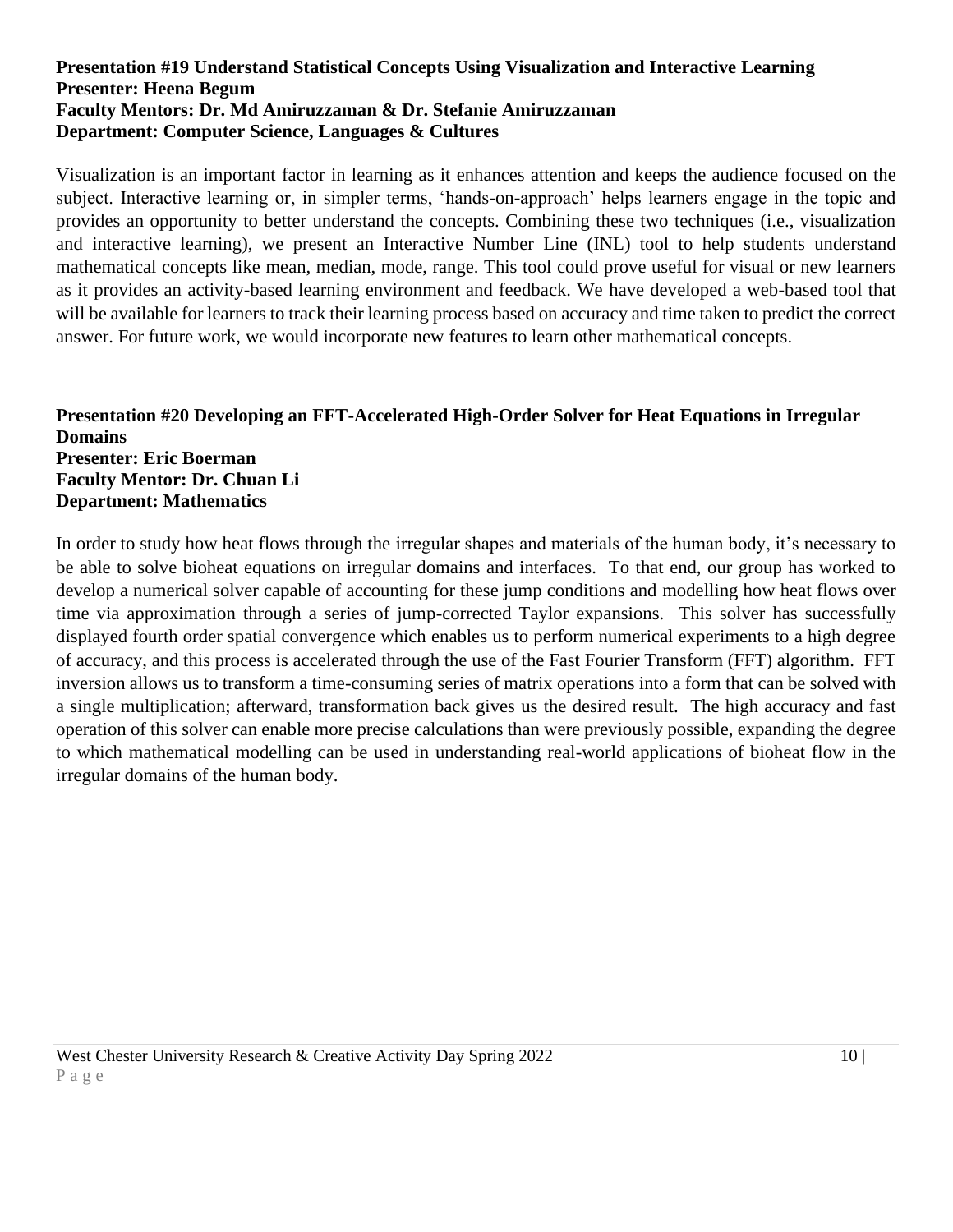**Presentation #19 Understand Statistical Concepts Using Visualization and Interactive Learning**
**Presenter: Heena Begum**
**Faculty Mentors: Dr. Md Amiruzzaman & Dr. Stefanie Amiruzzaman**
**Department: Computer Science, Languages & Cultures**

Visualization is an important factor in learning as it enhances attention and keeps the audience focused on the subject. Interactive learning or, in simpler terms, 'hands-on-approach' helps learners engage in the topic and provides an opportunity to better understand the concepts. Combining these two techniques (i.e., visualization and interactive learning), we present an Interactive Number Line (INL) tool to help students understand mathematical concepts like mean, median, mode, range. This tool could prove useful for visual or new learners as it provides an activity-based learning environment and feedback. We have developed a web-based tool that will be available for learners to track their learning process based on accuracy and time taken to predict the correct answer. For future work, we would incorporate new features to learn other mathematical concepts.

**Presentation #20 Developing an FFT-Accelerated High-Order Solver for Heat Equations in Irregular Domains**
**Presenter: Eric Boerman**
**Faculty Mentor: Dr. Chuan Li**
**Department: Mathematics**

In order to study how heat flows through the irregular shapes and materials of the human body, it's necessary to be able to solve bioheat equations on irregular domains and interfaces. To that end, our group has worked to develop a numerical solver capable of accounting for these jump conditions and modelling how heat flows over time via approximation through a series of jump-corrected Taylor expansions. This solver has successfully displayed fourth order spatial convergence which enables us to perform numerical experiments to a high degree of accuracy, and this process is accelerated through the use of the Fast Fourier Transform (FFT) algorithm. FFT inversion allows us to transform a time-consuming series of matrix operations into a form that can be solved with a single multiplication; afterward, transformation back gives us the desired result. The high accuracy and fast operation of this solver can enable more precise calculations than were previously possible, expanding the degree to which mathematical modelling can be used in understanding real-world applications of bioheat flow in the irregular domains of the human body.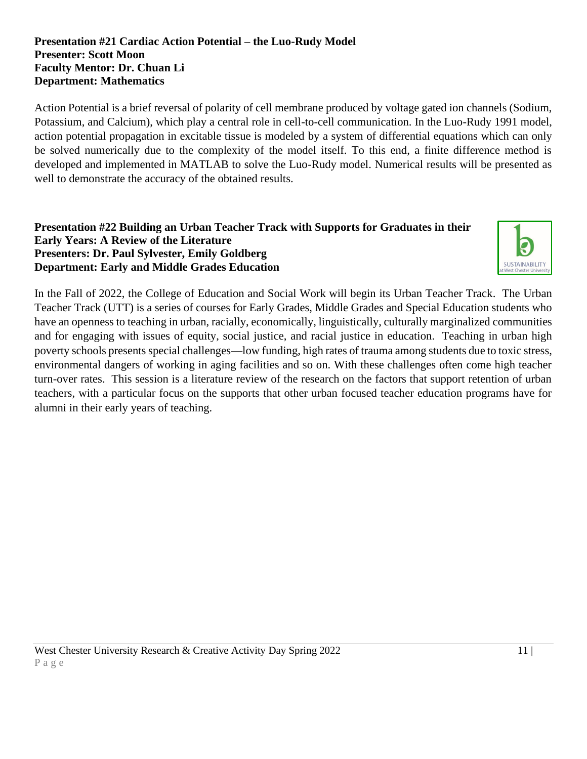**Presentation #21 Cardiac Action Potential – the Luo-Rudy Model**
**Presenter: Scott Moon**
**Faculty Mentor: Dr. Chuan Li**
**Department: Mathematics**

Action Potential is a brief reversal of polarity of cell membrane produced by voltage gated ion channels (Sodium, Potassium, and Calcium), which play a central role in cell-to-cell communication. In the Luo-Rudy 1991 model, action potential propagation in excitable tissue is modeled by a system of differential equations which can only be solved numerically due to the complexity of the model itself. To this end, a finite difference method is developed and implemented in MATLAB to solve the Luo-Rudy model. Numerical results will be presented as well to demonstrate the accuracy of the obtained results.

**Presentation #22 Building an Urban Teacher Track with Supports for Graduates in their Early Years: A Review of the Literature**
**Presenters: Dr. Paul Sylvester, Emily Goldberg**
**Department: Early and Middle Grades Education**

In the Fall of 2022, the College of Education and Social Work will begin its Urban Teacher Track. The Urban Teacher Track (UTT) is a series of courses for Early Grades, Middle Grades and Special Education students who have an openness to teaching in urban, racially, economically, linguistically, culturally marginalized communities and for engaging with issues of equity, social justice, and racial justice in education. Teaching in urban high poverty schools presents special challenges—low funding, high rates of trauma among students due to toxic stress, environmental dangers of working in aging facilities and so on. With these challenges often come high teacher turn-over rates. This session is a literature review of the research on the factors that support retention of urban teachers, with a particular focus on the supports that other urban focused teacher education programs have for alumni in their early years of teaching.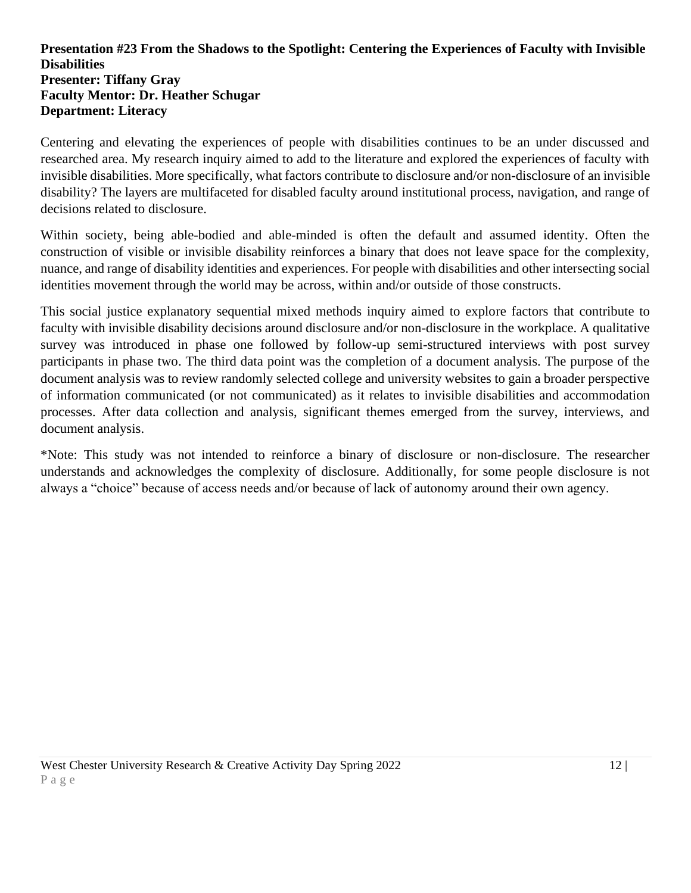**Presentation #23 From the Shadows to the Spotlight: Centering the Experiences of Faculty with Invisible Disabilities**
**Presenter: Tiffany Gray**
**Faculty Mentor: Dr. Heather Schugar**
**Department: Literacy**

Centering and elevating the experiences of people with disabilities continues to be an under discussed and researched area. My research inquiry aimed to add to the literature and explored the experiences of faculty with invisible disabilities. More specifically, what factors contribute to disclosure and/or non-disclosure of an invisible disability? The layers are multifaceted for disabled faculty around institutional process, navigation, and range of decisions related to disclosure.

Within society, being able-bodied and able-minded is often the default and assumed identity. Often the construction of visible or invisible disability reinforces a binary that does not leave space for the complexity, nuance, and range of disability identities and experiences. For people with disabilities and other intersecting social identities movement through the world may be across, within and/or outside of those constructs.

This social justice explanatory sequential mixed methods inquiry aimed to explore factors that contribute to faculty with invisible disability decisions around disclosure and/or non-disclosure in the workplace. A qualitative survey was introduced in phase one followed by follow-up semi-structured interviews with post survey participants in phase two. The third data point was the completion of a document analysis. The purpose of the document analysis was to review randomly selected college and university websites to gain a broader perspective of information communicated (or not communicated) as it relates to invisible disabilities and accommodation processes. After data collection and analysis, significant themes emerged from the survey, interviews, and document analysis.

*Note: This study was not intended to reinforce a binary of disclosure or non-disclosure. The researcher understands and acknowledges the complexity of disclosure. Additionally, for some people disclosure is not always a "choice" because of access needs and/or because of lack of autonomy around their own agency.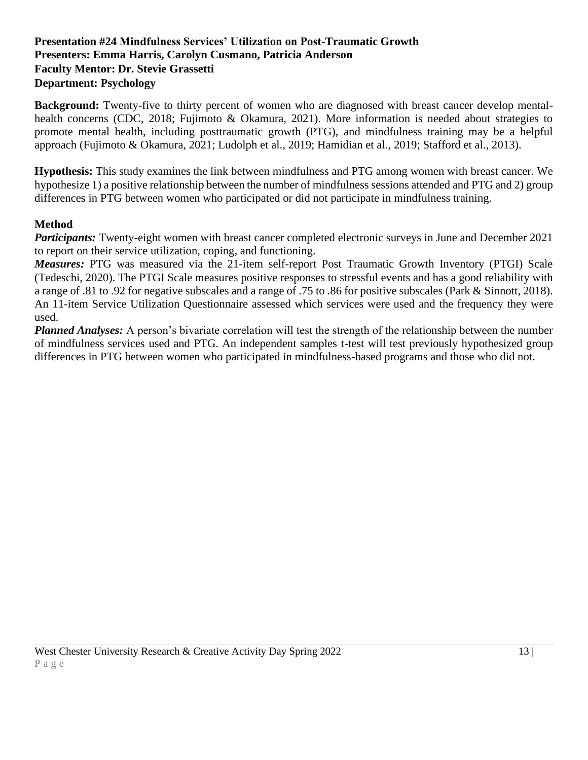**Presentation #24 Mindfulness Services' Utilization on Post-Traumatic Growth**
**Presenters: Emma Harris, Carolyn Cusmano, Patricia Anderson**
**Faculty Mentor: Dr. Stevie Grassetti**
**Department: Psychology**

**Background:** Twenty-five to thirty percent of women who are diagnosed with breast cancer develop mental-health concerns (CDC, 2018; Fujimoto & Okamura, 2021). More information is needed about strategies to promote mental health, including posttraumatic growth (PTG), and mindfulness training may be a helpful approach (Fujimoto & Okamura, 2021; Ludolph et al., 2019; Hamidian et al., 2019; Stafford et al., 2013).

**Hypothesis:** This study examines the link between mindfulness and PTG among women with breast cancer. We hypothesize 1) a positive relationship between the number of mindfulness sessions attended and PTG and 2) group differences in PTG between women who participated or did not participate in mindfulness training.

**Method**

***Participants:*** Twenty-eight women with breast cancer completed electronic surveys in June and December 2021 to report on their service utilization, coping, and functioning.

***Measures:*** PTG was measured via the 21-item self-report Post Traumatic Growth Inventory (PTGI) Scale (Tedeschi, 2020). The PTGI Scale measures positive responses to stressful events and has a good reliability with a range of .81 to .92 for negative subscales and a range of .75 to .86 for positive subscales (Park & Sinnott, 2018). An 11-item Service Utilization Questionnaire assessed which services were used and the frequency they were used.

***Planned Analyses:*** A person's bivariate correlation will test the strength of the relationship between the number of mindfulness services used and PTG. An independent samples t-test will test previously hypothesized group differences in PTG between women who participated in mindfulness-based programs and those who did not.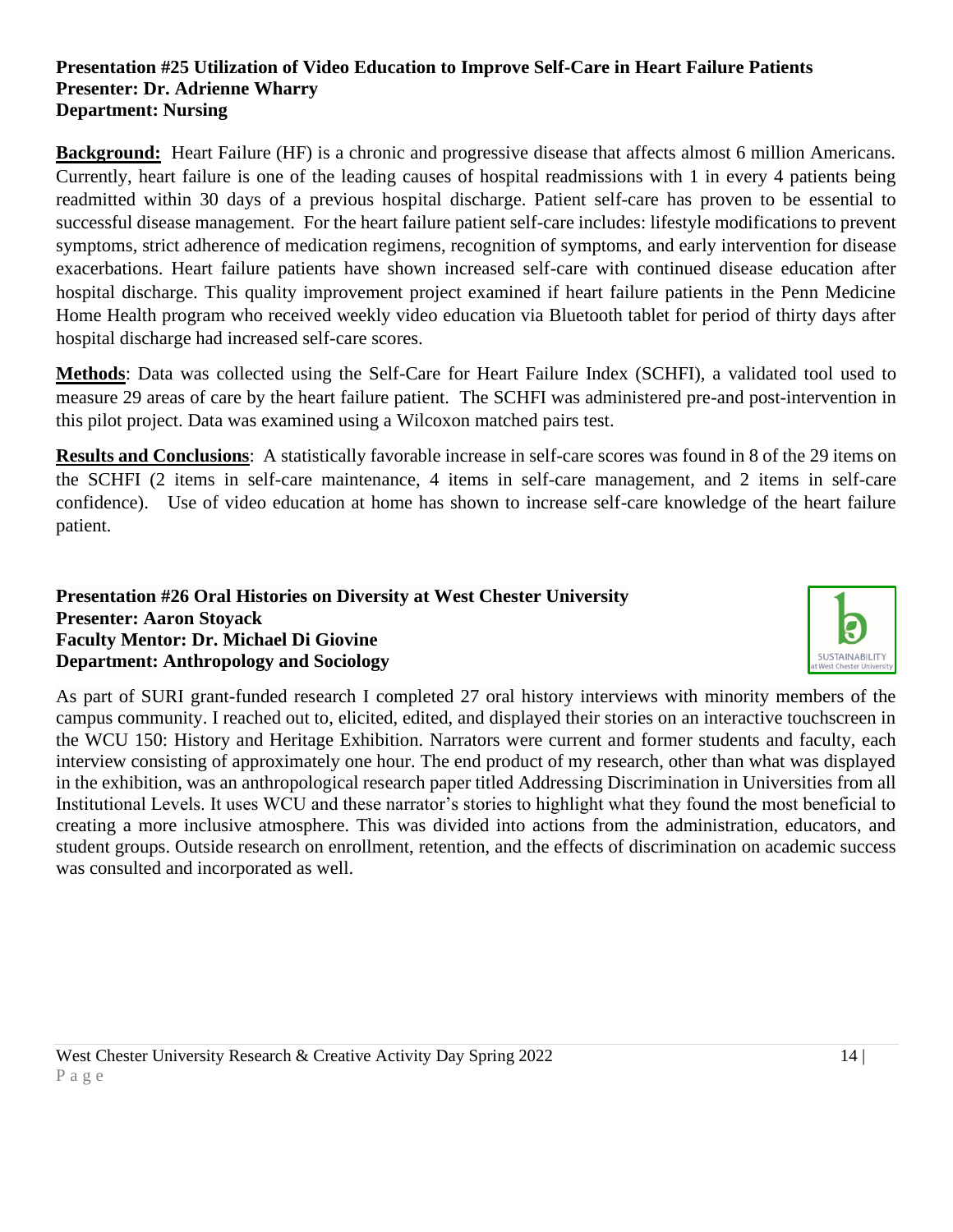**Presentation #25 Utilization of Video Education to Improve Self-Care in Heart Failure Patients**
**Presenter: Dr. Adrienne Wharry**
**Department: Nursing**

**Background:** Heart Failure (HF) is a chronic and progressive disease that affects almost 6 million Americans. Currently, heart failure is one of the leading causes of hospital readmissions with 1 in every 4 patients being readmitted within 30 days of a previous hospital discharge. Patient self-care has proven to be essential to successful disease management. For the heart failure patient self-care includes: lifestyle modifications to prevent symptoms, strict adherence of medication regimens, recognition of symptoms, and early intervention for disease exacerbations. Heart failure patients have shown increased self-care with continued disease education after hospital discharge. This quality improvement project examined if heart failure patients in the Penn Medicine Home Health program who received weekly video education via Bluetooth tablet for period of thirty days after hospital discharge had increased self-care scores.

**Methods**: Data was collected using the Self-Care for Heart Failure Index (SCHFI), a validated tool used to measure 29 areas of care by the heart failure patient. The SCHFI was administered pre-and post-intervention in this pilot project. Data was examined using a Wilcoxon matched pairs test.

**Results and Conclusions**: A statistically favorable increase in self-care scores was found in 8 of the 29 items on the SCHFI (2 items in self-care maintenance, 4 items in self-care management, and 2 items in self-care confidence). Use of video education at home has shown to increase self-care knowledge of the heart failure patient.

**Presentation #26 Oral Histories on Diversity at West Chester University**
**Presenter: Aaron Stoyack**
**Faculty Mentor: Dr. Michael Di Giovine**
**Department: Anthropology and Sociology**

As part of SURI grant-funded research I completed 27 oral history interviews with minority members of the campus community. I reached out to, elicited, edited, and displayed their stories on an interactive touchscreen in the WCU 150: History and Heritage Exhibition. Narrators were current and former students and faculty, each interview consisting of approximately one hour. The end product of my research, other than what was displayed in the exhibition, was an anthropological research paper titled Addressing Discrimination in Universities from all Institutional Levels. It uses WCU and these narrator's stories to highlight what they found the most beneficial to creating a more inclusive atmosphere. This was divided into actions from the administration, educators, and student groups. Outside research on enrollment, retention, and the effects of discrimination on academic success was consulted and incorporated as well.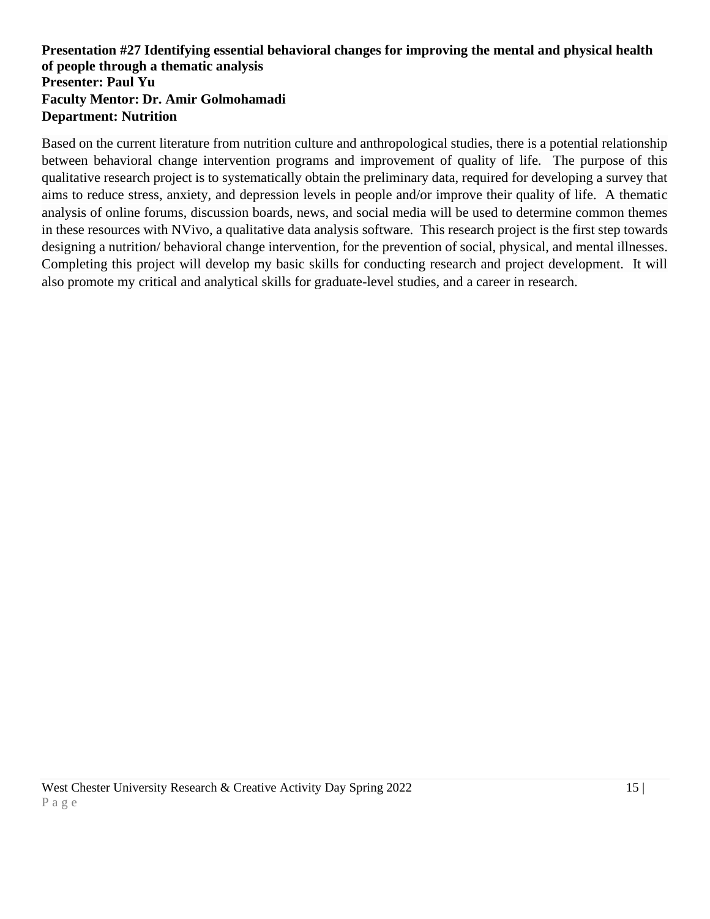**Presentation #27 Identifying essential behavioral changes for improving the mental and physical health of people through a thematic analysis**
**Presenter: Paul Yu**
**Faculty Mentor: Dr. Amir Golmohamadi**
**Department: Nutrition**

Based on the current literature from nutrition culture and anthropological studies, there is a potential relationship between behavioral change intervention programs and improvement of quality of life. The purpose of this qualitative research project is to systematically obtain the preliminary data, required for developing a survey that aims to reduce stress, anxiety, and depression levels in people and/or improve their quality of life. A thematic analysis of online forums, discussion boards, news, and social media will be used to determine common themes in these resources with NVivo, a qualitative data analysis software. This research project is the first step towards designing a nutrition/ behavioral change intervention, for the prevention of social, physical, and mental illnesses. Completing this project will develop my basic skills for conducting research and project development. It will also promote my critical and analytical skills for graduate-level studies, and a career in research.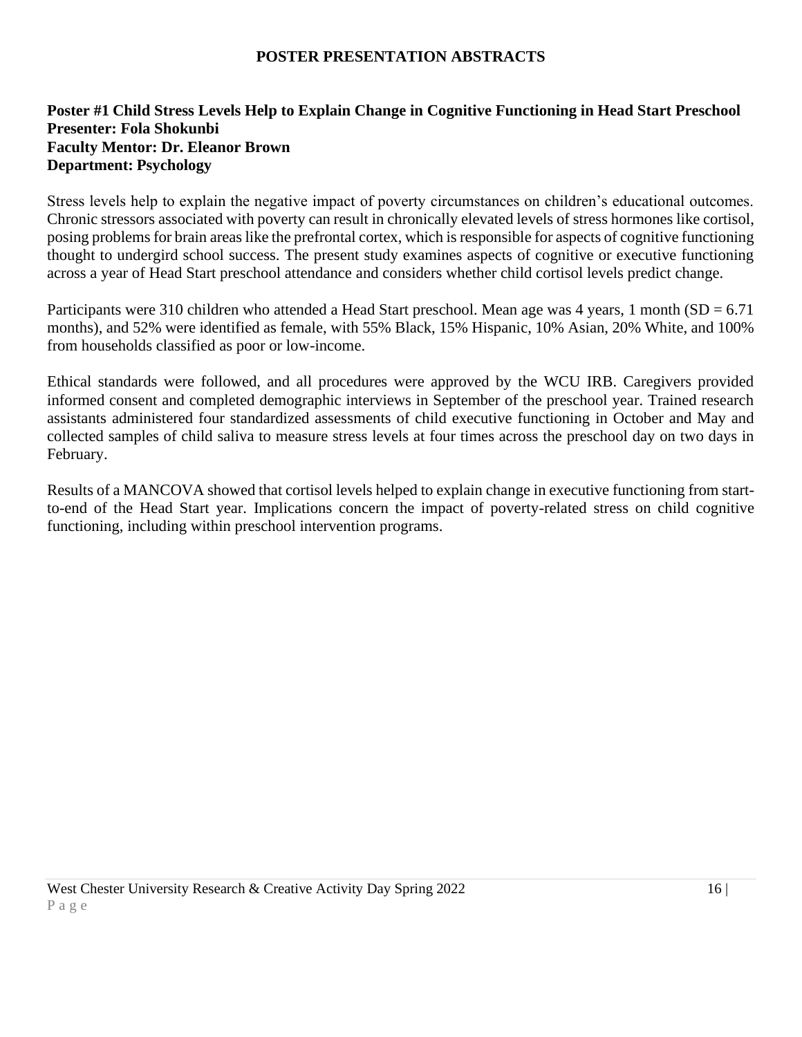# POSTER PRESENTATION ABSTRACTS

## Poster #1 Child Stress Levels Help to Explain Change in Cognitive Functioning in Head Start Preschool

**Presenter: Fola Shokunbi**
**Faculty Mentor: Dr. Eleanor Brown**
**Department: Psychology**

Stress levels help to explain the negative impact of poverty circumstances on children's educational outcomes. Chronic stressors associated with poverty can result in chronically elevated levels of stress hormones like cortisol, posing problems for brain areas like the prefrontal cortex, which is responsible for aspects of cognitive functioning thought to undergird school success. The present study examines aspects of cognitive or executive functioning across a year of Head Start preschool attendance and considers whether child cortisol levels predict change.

Participants were 310 children who attended a Head Start preschool. Mean age was 4 years, 1 month (SD = 6.71 months), and 52% were identified as female, with 55% Black, 15% Hispanic, 10% Asian, 20% White, and 100% from households classified as poor or low-income.

Ethical standards were followed, and all procedures were approved by the WCU IRB. Caregivers provided informed consent and completed demographic interviews in September of the preschool year. Trained research assistants administered four standardized assessments of child executive functioning in October and May and collected samples of child saliva to measure stress levels at four times across the preschool day on two days in February.

Results of a MANCOVA showed that cortisol levels helped to explain change in executive functioning from start-to-end of the Head Start year. Implications concern the impact of poverty-related stress on child cognitive functioning, including within preschool intervention programs.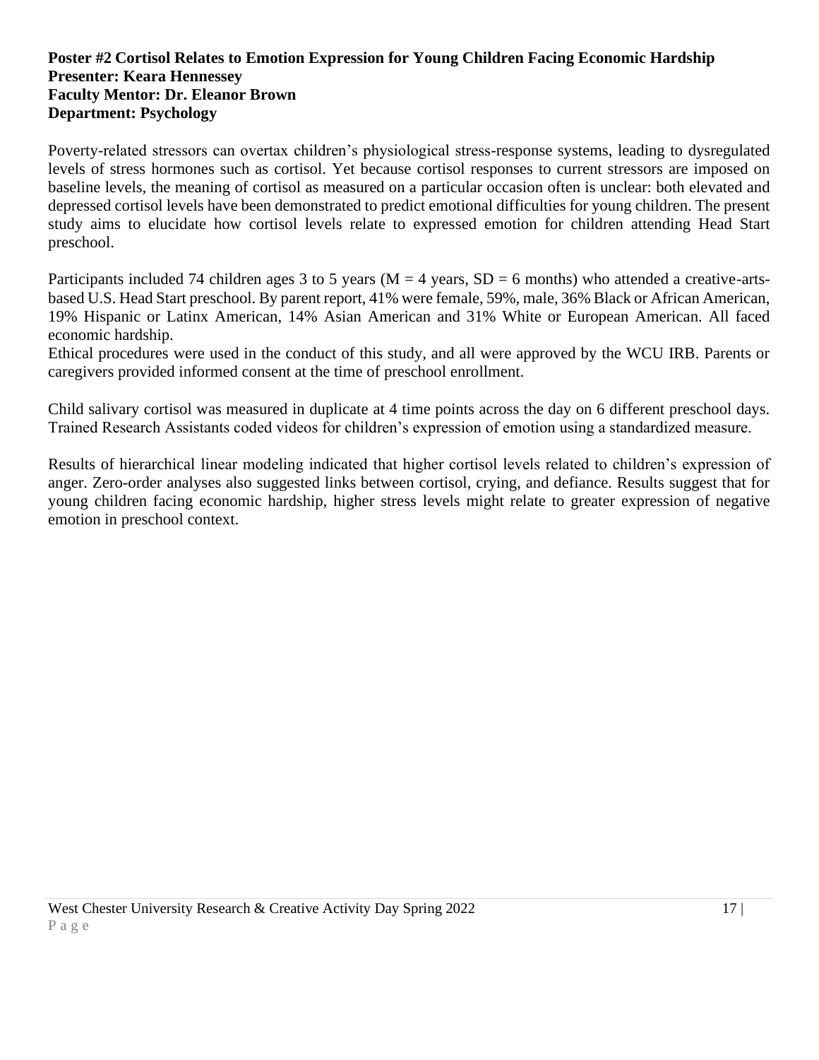**Poster #2 Cortisol Relates to Emotion Expression for Young Children Facing Economic Hardship**
**Presenter: Keara Hennessey**
**Faculty Mentor: Dr. Eleanor Brown**
**Department: Psychology**

Poverty-related stressors can overtax children's physiological stress-response systems, leading to dysregulated levels of stress hormones such as cortisol. Yet because cortisol responses to current stressors are imposed on baseline levels, the meaning of cortisol as measured on a particular occasion often is unclear: both elevated and depressed cortisol levels have been demonstrated to predict emotional difficulties for young children. The present study aims to elucidate how cortisol levels relate to expressed emotion for children attending Head Start preschool.

Participants included 74 children ages 3 to 5 years (M = 4 years, SD = 6 months) who attended a creative-arts-based U.S. Head Start preschool. By parent report, 41% were female, 59%, male, 36% Black or African American, 19% Hispanic or Latinx American, 14% Asian American and 31% White or European American. All faced economic hardship.
Ethical procedures were used in the conduct of this study, and all were approved by the WCU IRB. Parents or caregivers provided informed consent at the time of preschool enrollment.

Child salivary cortisol was measured in duplicate at 4 time points across the day on 6 different preschool days. Trained Research Assistants coded videos for children's expression of emotion using a standardized measure.

Results of hierarchical linear modeling indicated that higher cortisol levels related to children's expression of anger. Zero-order analyses also suggested links between cortisol, crying, and defiance. Results suggest that for young children facing economic hardship, higher stress levels might relate to greater expression of negative emotion in preschool context.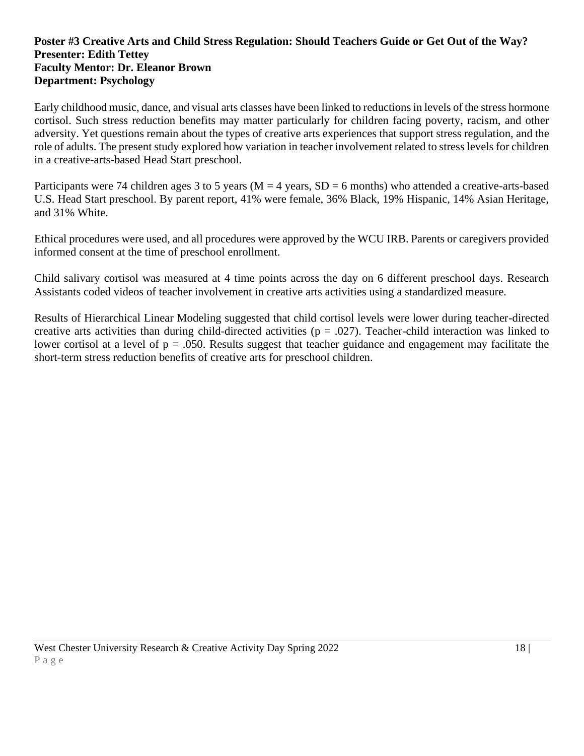**Poster #3 Creative Arts and Child Stress Regulation: Should Teachers Guide or Get Out of the Way?**
**Presenter: Edith Tettey**
**Faculty Mentor: Dr. Eleanor Brown**
**Department: Psychology**

Early childhood music, dance, and visual arts classes have been linked to reductions in levels of the stress hormone cortisol. Such stress reduction benefits may matter particularly for children facing poverty, racism, and other adversity. Yet questions remain about the types of creative arts experiences that support stress regulation, and the role of adults. The present study explored how variation in teacher involvement related to stress levels for children in a creative-arts-based Head Start preschool.

Participants were 74 children ages 3 to 5 years ($M = 4$ years, $SD = 6$ months) who attended a creative-arts-based U.S. Head Start preschool. By parent report, 41% were female, 36% Black, 19% Hispanic, 14% Asian Heritage, and 31% White.

Ethical procedures were used, and all procedures were approved by the WCU IRB. Parents or caregivers provided informed consent at the time of preschool enrollment.

Child salivary cortisol was measured at 4 time points across the day on 6 different preschool days. Research Assistants coded videos of teacher involvement in creative arts activities using a standardized measure.

Results of Hierarchical Linear Modeling suggested that child cortisol levels were lower during teacher-directed creative arts activities than during child-directed activities ($p = .027$). Teacher-child interaction was linked to lower cortisol at a level of $p = .050$. Results suggest that teacher guidance and engagement may facilitate the short-term stress reduction benefits of creative arts for preschool children.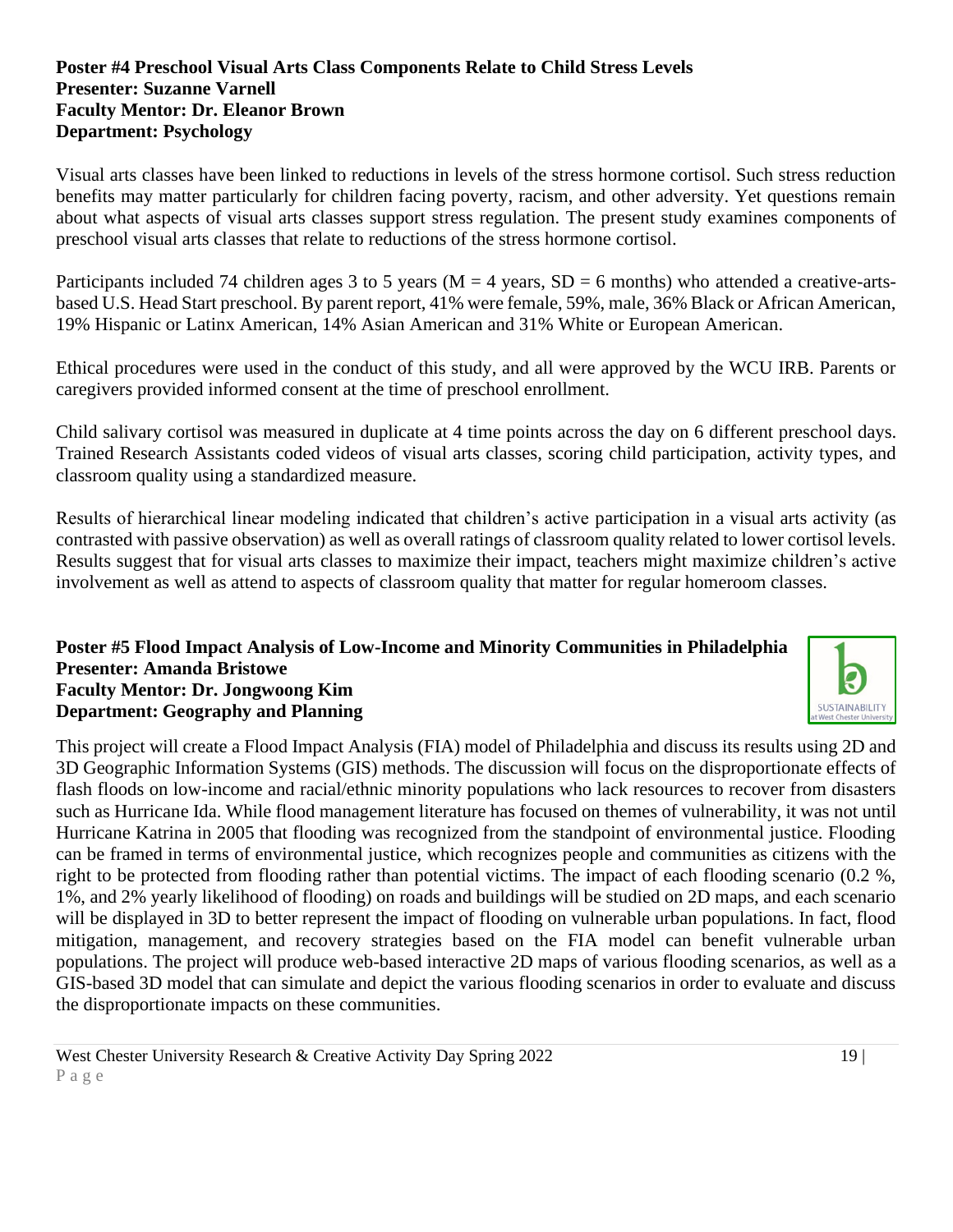**Poster #4 Preschool Visual Arts Class Components Relate to Child Stress Levels**
**Presenter: Suzanne Varnell**
**Faculty Mentor: Dr. Eleanor Brown**
**Department: Psychology**

Visual arts classes have been linked to reductions in levels of the stress hormone cortisol. Such stress reduction benefits may matter particularly for children facing poverty, racism, and other adversity. Yet questions remain about what aspects of visual arts classes support stress regulation. The present study examines components of preschool visual arts classes that relate to reductions of the stress hormone cortisol.

Participants included 74 children ages 3 to 5 years ($M = 4$ years, $SD = 6$ months) who attended a creative-arts-based U.S. Head Start preschool. By parent report, 41% were female, 59%, male, 36% Black or African American, 19% Hispanic or Latinx American, 14% Asian American and 31% White or European American.

Ethical procedures were used in the conduct of this study, and all were approved by the WCU IRB. Parents or caregivers provided informed consent at the time of preschool enrollment.

Child salivary cortisol was measured in duplicate at 4 time points across the day on 6 different preschool days. Trained Research Assistants coded videos of visual arts classes, scoring child participation, activity types, and classroom quality using a standardized measure.

Results of hierarchical linear modeling indicated that children's active participation in a visual arts activity (as contrasted with passive observation) as well as overall ratings of classroom quality related to lower cortisol levels. Results suggest that for visual arts classes to maximize their impact, teachers might maximize children's active involvement as well as attend to aspects of classroom quality that matter for regular homeroom classes.

**Poster #5 Flood Impact Analysis of Low-Income and Minority Communities in Philadelphia**
**Presenter: Amanda Bristowe**
**Faculty Mentor: Dr. Jongwoong Kim**
**Department: Geography and Planning**

This project will create a Flood Impact Analysis (FIA) model of Philadelphia and discuss its results using 2D and 3D Geographic Information Systems (GIS) methods. The discussion will focus on the disproportionate effects of flash floods on low-income and racial/ethnic minority populations who lack resources to recover from disasters such as Hurricane Ida. While flood management literature has focused on themes of vulnerability, it was not until Hurricane Katrina in 2005 that flooding was recognized from the standpoint of environmental justice. Flooding can be framed in terms of environmental justice, which recognizes people and communities as citizens with the right to be protected from flooding rather than potential victims. The impact of each flooding scenario (0.2 %, 1%, and 2% yearly likelihood of flooding) on roads and buildings will be studied on 2D maps, and each scenario will be displayed in 3D to better represent the impact of flooding on vulnerable urban populations. In fact, flood mitigation, management, and recovery strategies based on the FIA model can benefit vulnerable urban populations. The project will produce web-based interactive 2D maps of various flooding scenarios, as well as a GIS-based 3D model that can simulate and depict the various flooding scenarios in order to evaluate and discuss the disproportionate impacts on these communities.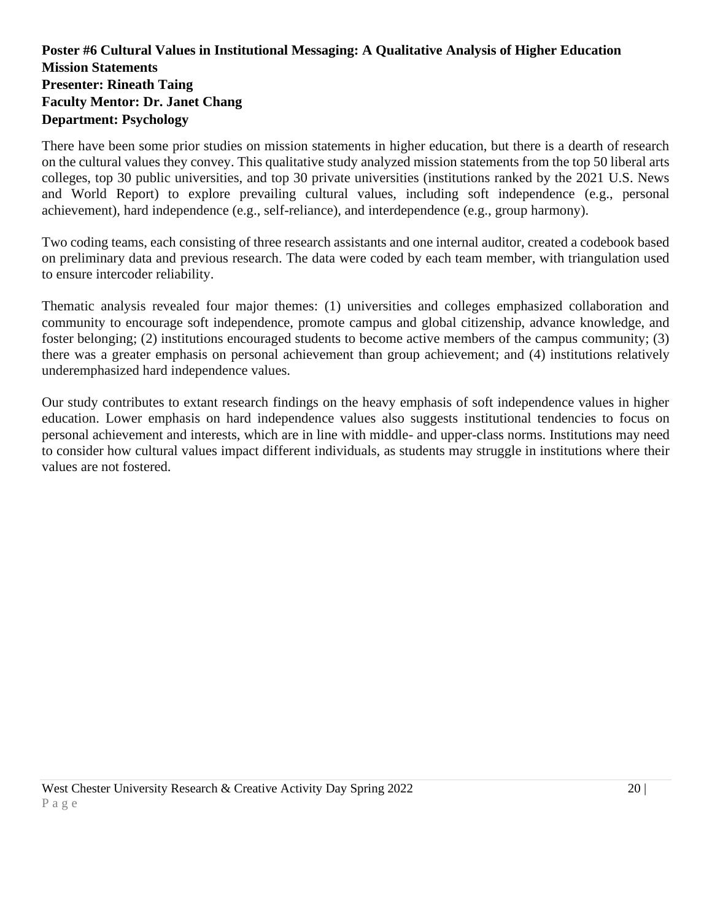**Poster #6 Cultural Values in Institutional Messaging: A Qualitative Analysis of Higher Education Mission Statements**
**Presenter: Rineath Taing**
**Faculty Mentor: Dr. Janet Chang**
**Department: Psychology**

There have been some prior studies on mission statements in higher education, but there is a dearth of research on the cultural values they convey. This qualitative study analyzed mission statements from the top 50 liberal arts colleges, top 30 public universities, and top 30 private universities (institutions ranked by the 2021 U.S. News and World Report) to explore prevailing cultural values, including soft independence (e.g., personal achievement), hard independence (e.g., self-reliance), and interdependence (e.g., group harmony).

Two coding teams, each consisting of three research assistants and one internal auditor, created a codebook based on preliminary data and previous research. The data were coded by each team member, with triangulation used to ensure intercoder reliability.

Thematic analysis revealed four major themes: (1) universities and colleges emphasized collaboration and community to encourage soft independence, promote campus and global citizenship, advance knowledge, and foster belonging; (2) institutions encouraged students to become active members of the campus community; (3) there was a greater emphasis on personal achievement than group achievement; and (4) institutions relatively underemphasized hard independence values.

Our study contributes to extant research findings on the heavy emphasis of soft independence values in higher education. Lower emphasis on hard independence values also suggests institutional tendencies to focus on personal achievement and interests, which are in line with middle- and upper-class norms. Institutions may need to consider how cultural values impact different individuals, as students may struggle in institutions where their values are not fostered.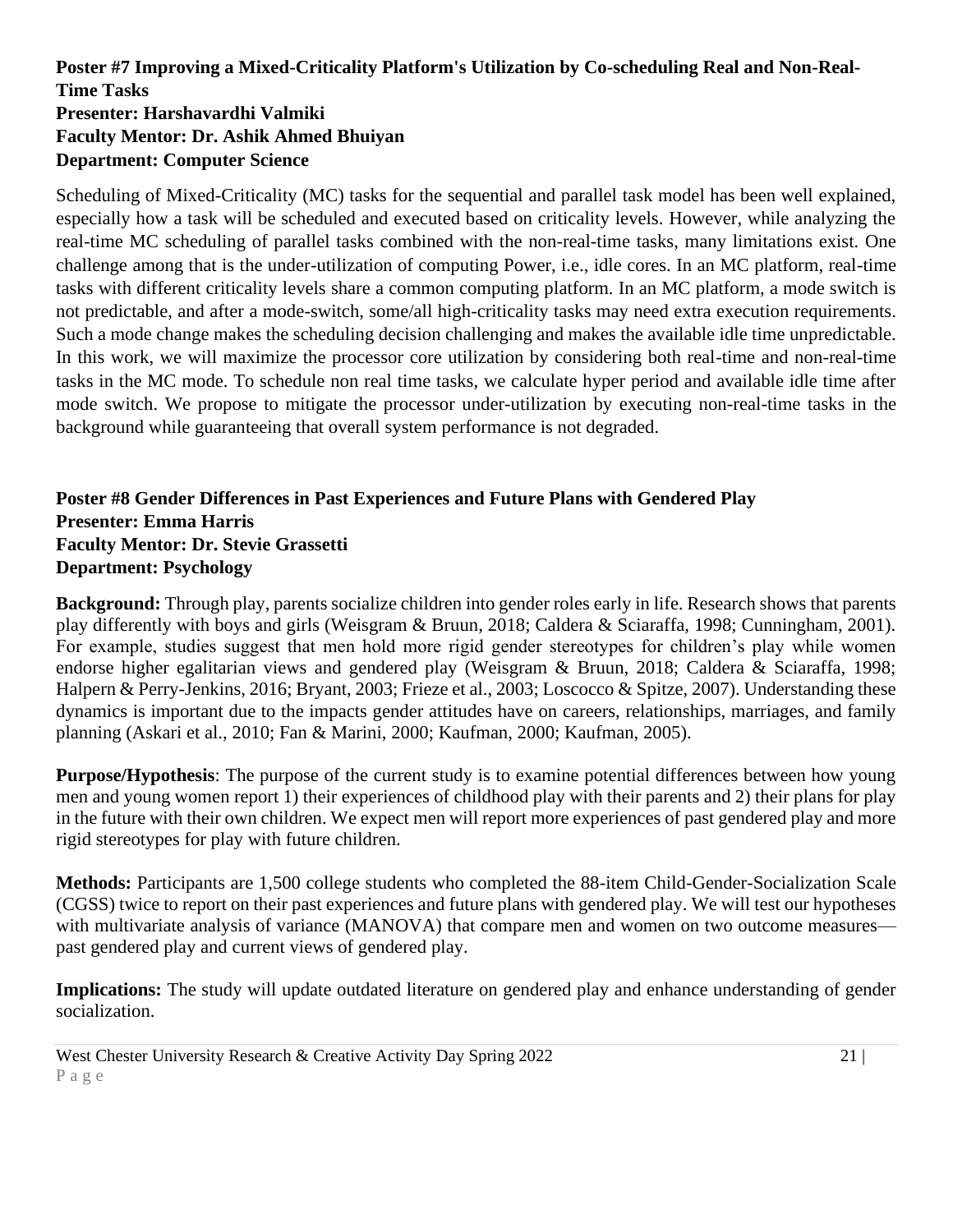**Poster #7 Improving a Mixed-Criticality Platform's Utilization by Co-scheduling Real and Non-Real-Time Tasks**
**Presenter: Harshavardhi Valmiki**
**Faculty Mentor: Dr. Ashik Ahmed Bhuiyan**
**Department: Computer Science**

Scheduling of Mixed-Criticality (MC) tasks for the sequential and parallel task model has been well explained, especially how a task will be scheduled and executed based on criticality levels. However, while analyzing the real-time MC scheduling of parallel tasks combined with the non-real-time tasks, many limitations exist. One challenge among that is the under-utilization of computing Power, i.e., idle cores. In an MC platform, real-time tasks with different criticality levels share a common computing platform. In an MC platform, a mode switch is not predictable, and after a mode-switch, some/all high-criticality tasks may need extra execution requirements. Such a mode change makes the scheduling decision challenging and makes the available idle time unpredictable. In this work, we will maximize the processor core utilization by considering both real-time and non-real-time tasks in the MC mode. To schedule non real time tasks, we calculate hyper period and available idle time after mode switch. We propose to mitigate the processor under-utilization by executing non-real-time tasks in the background while guaranteeing that overall system performance is not degraded.

**Poster #8 Gender Differences in Past Experiences and Future Plans with Gendered Play**
**Presenter: Emma Harris**
**Faculty Mentor: Dr. Stevie Grassetti**
**Department: Psychology**

**Background:** Through play, parents socialize children into gender roles early in life. Research shows that parents play differently with boys and girls (Weisgram & Bruun, 2018; Caldera & Sciaraffa, 1998; Cunningham, 2001). For example, studies suggest that men hold more rigid gender stereotypes for children's play while women endorse higher egalitarian views and gendered play (Weisgram & Bruun, 2018; Caldera & Sciaraffa, 1998; Halpern & Perry-Jenkins, 2016; Bryant, 2003; Frieze et al., 2003; Loscocco & Spitze, 2007). Understanding these dynamics is important due to the impacts gender attitudes have on careers, relationships, marriages, and family planning (Askari et al., 2010; Fan & Marini, 2000; Kaufman, 2000; Kaufman, 2005).

**Purpose/Hypothesis**: The purpose of the current study is to examine potential differences between how young men and young women report 1) their experiences of childhood play with their parents and 2) their plans for play in the future with their own children. We expect men will report more experiences of past gendered play and more rigid stereotypes for play with future children.

**Methods:** Participants are 1,500 college students who completed the 88-item Child-Gender-Socialization Scale (CGSS) twice to report on their past experiences and future plans with gendered play. We will test our hypotheses with multivariate analysis of variance (MANOVA) that compare men and women on two outcome measures—past gendered play and current views of gendered play.

**Implications:** The study will update outdated literature on gendered play and enhance understanding of gender socialization.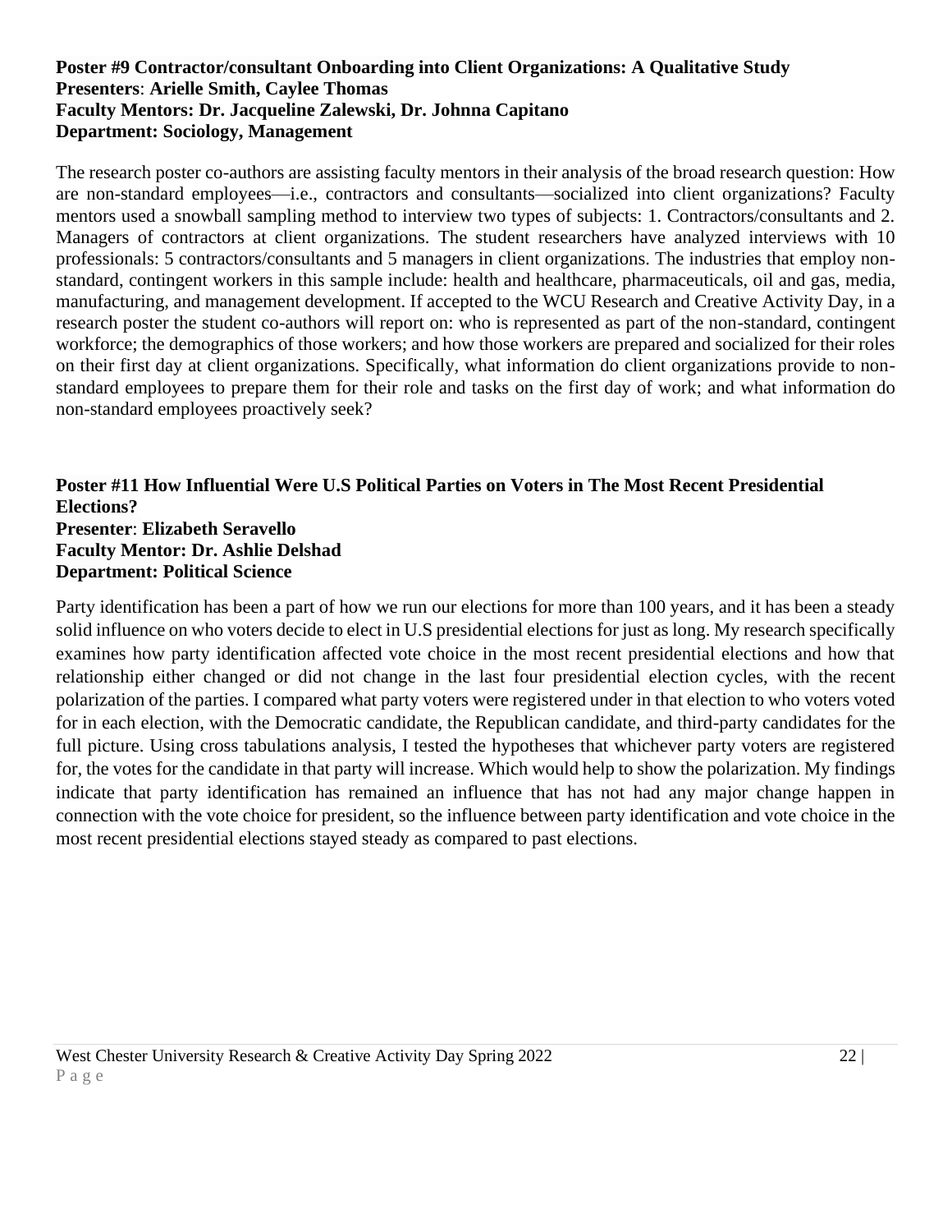**Poster #9 Contractor/consultant Onboarding into Client Organizations: A Qualitative Study**
**Presenters**: **Arielle Smith, Caylee Thomas**
**Faculty Mentors: Dr. Jacqueline Zalewski, Dr. Johnna Capitano**
**Department: Sociology, Management**

The research poster co-authors are assisting faculty mentors in their analysis of the broad research question: How are non-standard employees—i.e., contractors and consultants—socialized into client organizations? Faculty mentors used a snowball sampling method to interview two types of subjects: 1. Contractors/consultants and 2. Managers of contractors at client organizations. The student researchers have analyzed interviews with 10 professionals: 5 contractors/consultants and 5 managers in client organizations. The industries that employ non-standard, contingent workers in this sample include: health and healthcare, pharmaceuticals, oil and gas, media, manufacturing, and management development. If accepted to the WCU Research and Creative Activity Day, in a research poster the student co-authors will report on: who is represented as part of the non-standard, contingent workforce; the demographics of those workers; and how those workers are prepared and socialized for their roles on their first day at client organizations. Specifically, what information do client organizations provide to non-standard employees to prepare them for their role and tasks on the first day of work; and what information do non-standard employees proactively seek?

**Poster #11 How Influential Were U.S Political Parties on Voters in The Most Recent Presidential Elections?**
**Presenter**: **Elizabeth Seravello**
**Faculty Mentor: Dr. Ashlie Delshad**
**Department: Political Science**

Party identification has been a part of how we run our elections for more than 100 years, and it has been a steady solid influence on who voters decide to elect in U.S presidential elections for just as long. My research specifically examines how party identification affected vote choice in the most recent presidential elections and how that relationship either changed or did not change in the last four presidential election cycles, with the recent polarization of the parties. I compared what party voters were registered under in that election to who voters voted for in each election, with the Democratic candidate, the Republican candidate, and third-party candidates for the full picture. Using cross tabulations analysis, I tested the hypotheses that whichever party voters are registered for, the votes for the candidate in that party will increase. Which would help to show the polarization. My findings indicate that party identification has remained an influence that has not had any major change happen in connection with the vote choice for president, so the influence between party identification and vote choice in the most recent presidential elections stayed steady as compared to past elections.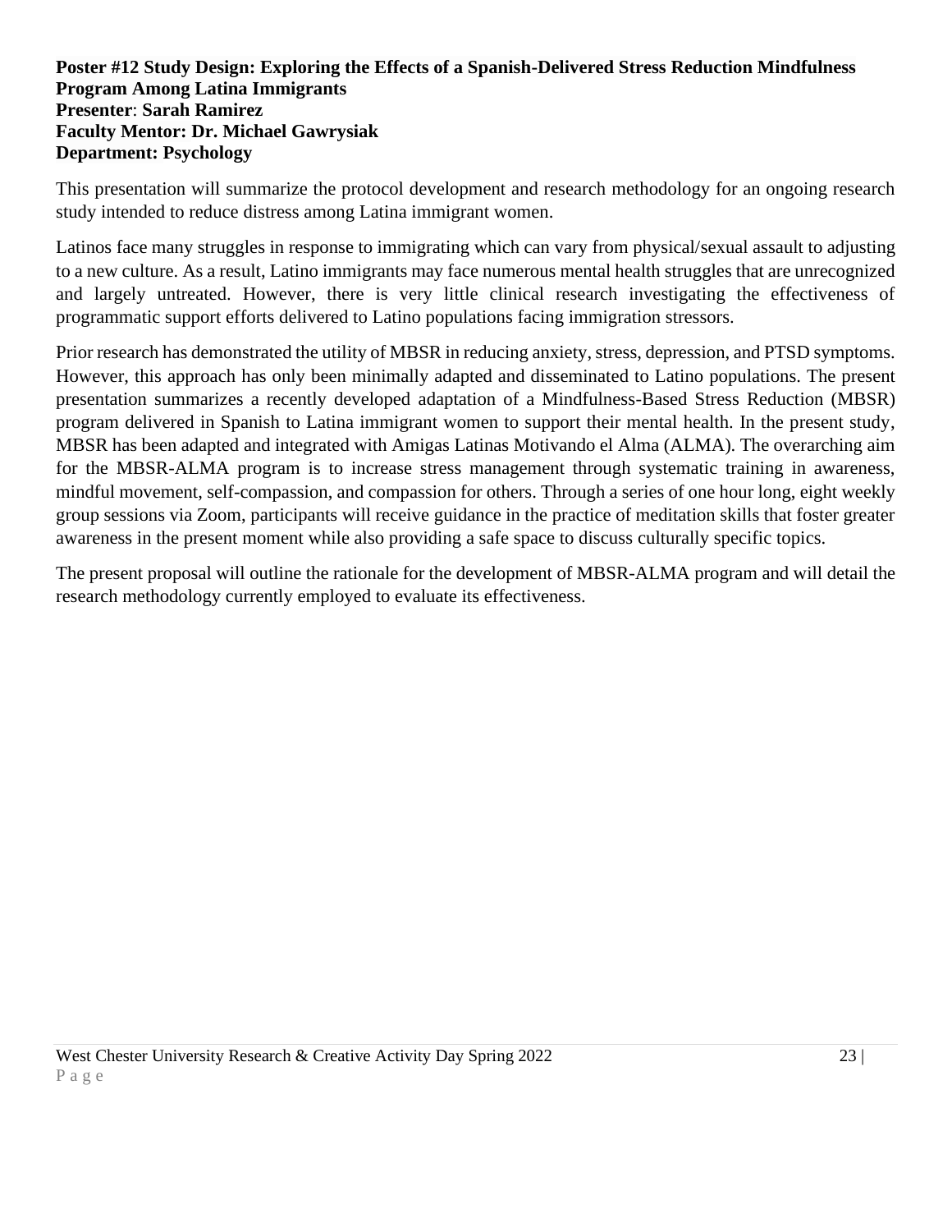**Poster #12 Study Design: Exploring the Effects of a Spanish-Delivered Stress Reduction Mindfulness Program Among Latina Immigrants**
**Presenter**: **Sarah Ramirez**
**Faculty Mentor: Dr. Michael Gawrysiak**
**Department: Psychology**

This presentation will summarize the protocol development and research methodology for an ongoing research study intended to reduce distress among Latina immigrant women.

Latinos face many struggles in response to immigrating which can vary from physical/sexual assault to adjusting to a new culture. As a result, Latino immigrants may face numerous mental health struggles that are unrecognized and largely untreated. However, there is very little clinical research investigating the effectiveness of programmatic support efforts delivered to Latino populations facing immigration stressors.

Prior research has demonstrated the utility of MBSR in reducing anxiety, stress, depression, and PTSD symptoms. However, this approach has only been minimally adapted and disseminated to Latino populations. The present presentation summarizes a recently developed adaptation of a Mindfulness-Based Stress Reduction (MBSR) program delivered in Spanish to Latina immigrant women to support their mental health. In the present study, MBSR has been adapted and integrated with Amigas Latinas Motivando el Alma (ALMA). The overarching aim for the MBSR-ALMA program is to increase stress management through systematic training in awareness, mindful movement, self-compassion, and compassion for others. Through a series of one hour long, eight weekly group sessions via Zoom, participants will receive guidance in the practice of meditation skills that foster greater awareness in the present moment while also providing a safe space to discuss culturally specific topics.

The present proposal will outline the rationale for the development of MBSR-ALMA program and will detail the research methodology currently employed to evaluate its effectiveness.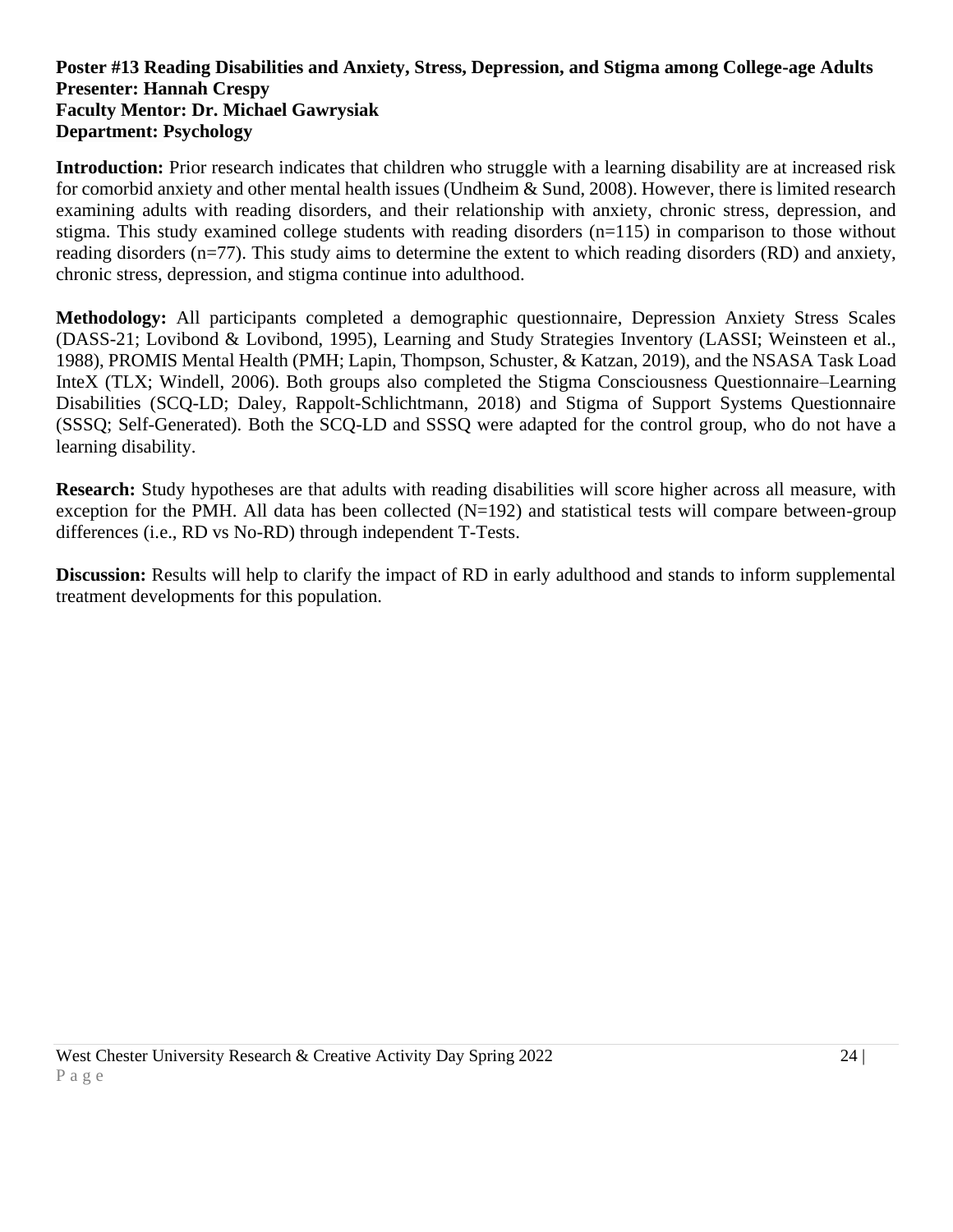**Poster #13 Reading Disabilities and Anxiety, Stress, Depression, and Stigma among College-age Adults**
**Presenter: Hannah Crespy**
**Faculty Mentor: Dr. Michael Gawrysiak**
**Department: Psychology**

**Introduction:** Prior research indicates that children who struggle with a learning disability are at increased risk for comorbid anxiety and other mental health issues (Undheim & Sund, 2008). However, there is limited research examining adults with reading disorders, and their relationship with anxiety, chronic stress, depression, and stigma. This study examined college students with reading disorders (n=115) in comparison to those without reading disorders (n=77). This study aims to determine the extent to which reading disorders (RD) and anxiety, chronic stress, depression, and stigma continue into adulthood.

**Methodology:** All participants completed a demographic questionnaire, Depression Anxiety Stress Scales (DASS-21; Lovibond & Lovibond, 1995), Learning and Study Strategies Inventory (LASSI; Weinsteen et al., 1988), PROMIS Mental Health (PMH; Lapin, Thompson, Schuster, & Katzan, 2019), and the NSASA Task Load InteX (TLX; Windell, 2006). Both groups also completed the Stigma Consciousness Questionnaire–Learning Disabilities (SCQ-LD; Daley, Rappolt-Schlichtmann, 2018) and Stigma of Support Systems Questionnaire (SSSQ; Self-Generated). Both the SCQ-LD and SSSQ were adapted for the control group, who do not have a learning disability.

**Research:** Study hypotheses are that adults with reading disabilities will score higher across all measure, with exception for the PMH. All data has been collected (N=192) and statistical tests will compare between-group differences (i.e., RD vs No-RD) through independent T-Tests.

**Discussion:** Results will help to clarify the impact of RD in early adulthood and stands to inform supplemental treatment developments for this population.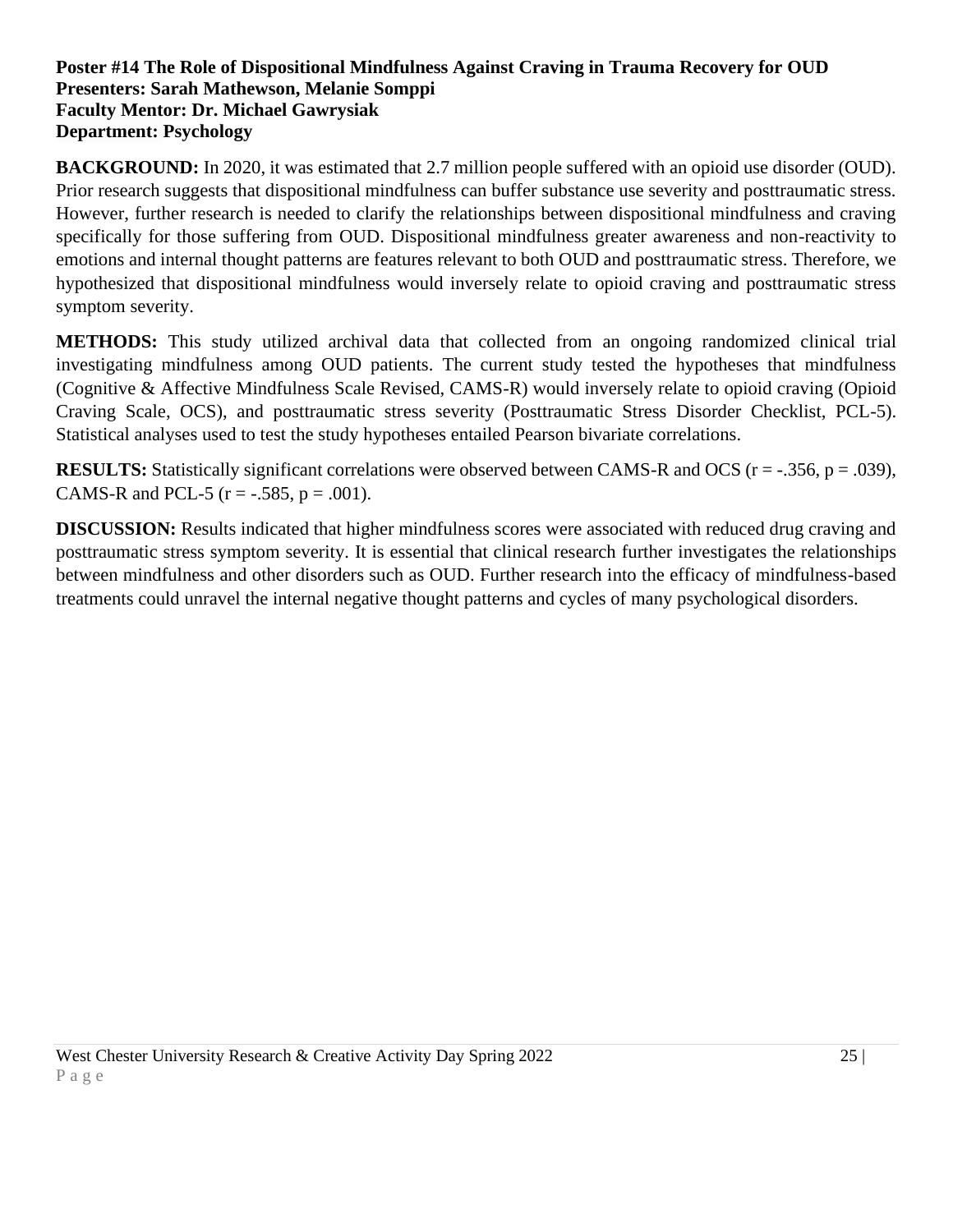**Poster #14 The Role of Dispositional Mindfulness Against Craving in Trauma Recovery for OUD**
**Presenters: Sarah Mathewson, Melanie Somppi**
**Faculty Mentor: Dr. Michael Gawrysiak**
**Department: Psychology**

**BACKGROUND:** In 2020, it was estimated that 2.7 million people suffered with an opioid use disorder (OUD). Prior research suggests that dispositional mindfulness can buffer substance use severity and posttraumatic stress. However, further research is needed to clarify the relationships between dispositional mindfulness and craving specifically for those suffering from OUD. Dispositional mindfulness greater awareness and non-reactivity to emotions and internal thought patterns are features relevant to both OUD and posttraumatic stress. Therefore, we hypothesized that dispositional mindfulness would inversely relate to opioid craving and posttraumatic stress symptom severity.

**METHODS:** This study utilized archival data that collected from an ongoing randomized clinical trial investigating mindfulness among OUD patients. The current study tested the hypotheses that mindfulness (Cognitive & Affective Mindfulness Scale Revised, CAMS-R) would inversely relate to opioid craving (Opioid Craving Scale, OCS), and posttraumatic stress severity (Posttraumatic Stress Disorder Checklist, PCL-5). Statistical analyses used to test the study hypotheses entailed Pearson bivariate correlations.

**RESULTS:** Statistically significant correlations were observed between CAMS-R and OCS ($r = -.356$, $p = .039$), CAMS-R and PCL-5 ($r = -.585$, $p = .001$).

**DISCUSSION:** Results indicated that higher mindfulness scores were associated with reduced drug craving and posttraumatic stress symptom severity. It is essential that clinical research further investigates the relationships between mindfulness and other disorders such as OUD. Further research into the efficacy of mindfulness-based treatments could unravel the internal negative thought patterns and cycles of many psychological disorders.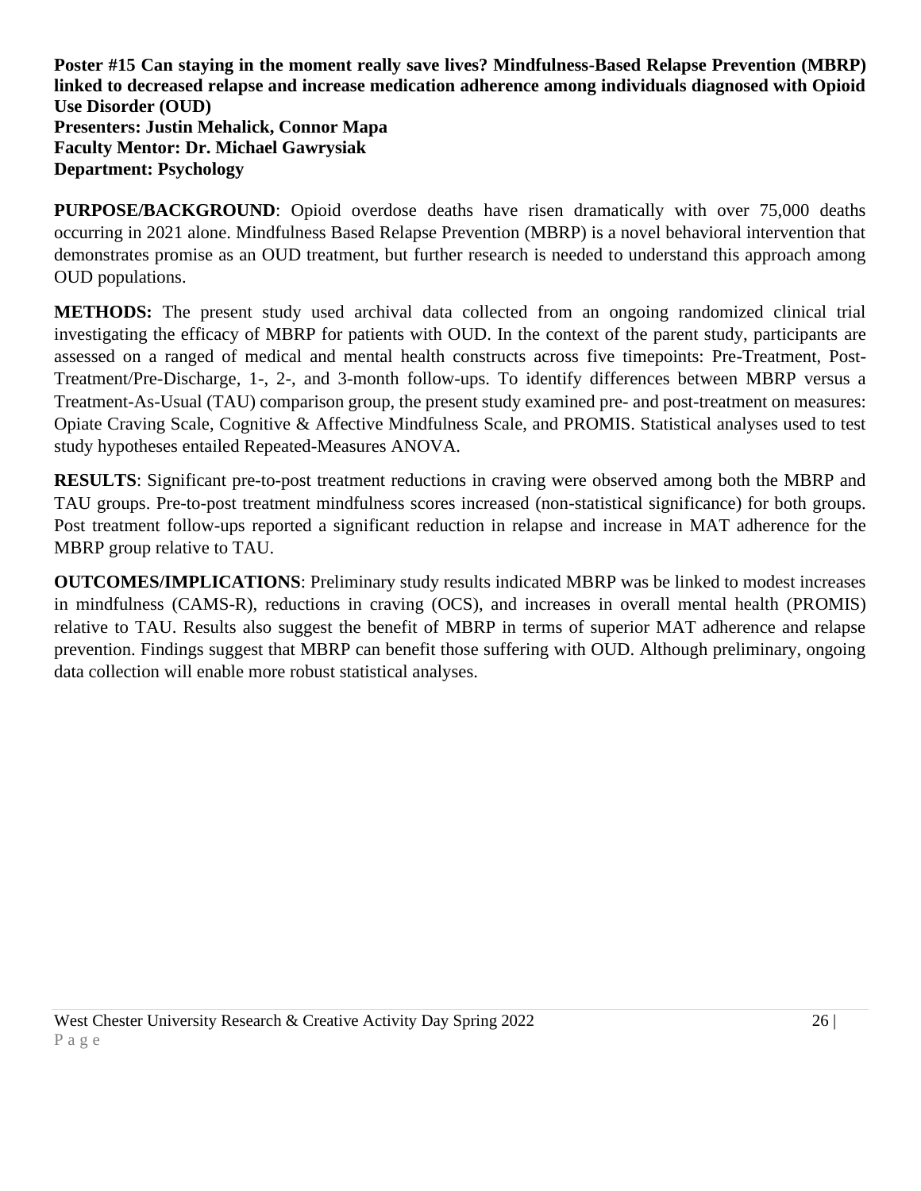**Poster #15 Can staying in the moment really save lives? Mindfulness-Based Relapse Prevention (MBRP) linked to decreased relapse and increase medication adherence among individuals diagnosed with Opioid Use Disorder (OUD)**
**Presenters: Justin Mehalick, Connor Mapa**
**Faculty Mentor: Dr. Michael Gawrysiak**
**Department: Psychology**

**PURPOSE/BACKGROUND**: Opioid overdose deaths have risen dramatically with over 75,000 deaths occurring in 2021 alone. Mindfulness Based Relapse Prevention (MBRP) is a novel behavioral intervention that demonstrates promise as an OUD treatment, but further research is needed to understand this approach among OUD populations.

**METHODS:** The present study used archival data collected from an ongoing randomized clinical trial investigating the efficacy of MBRP for patients with OUD. In the context of the parent study, participants are assessed on a ranged of medical and mental health constructs across five timepoints: Pre-Treatment, Post-Treatment/Pre-Discharge, 1-, 2-, and 3-month follow-ups. To identify differences between MBRP versus a Treatment-As-Usual (TAU) comparison group, the present study examined pre- and post-treatment on measures: Opiate Craving Scale, Cognitive & Affective Mindfulness Scale, and PROMIS. Statistical analyses used to test study hypotheses entailed Repeated-Measures ANOVA.

**RESULTS**: Significant pre-to-post treatment reductions in craving were observed among both the MBRP and TAU groups. Pre-to-post treatment mindfulness scores increased (non-statistical significance) for both groups. Post treatment follow-ups reported a significant reduction in relapse and increase in MAT adherence for the MBRP group relative to TAU.

**OUTCOMES/IMPLICATIONS**: Preliminary study results indicated MBRP was be linked to modest increases in mindfulness (CAMS-R), reductions in craving (OCS), and increases in overall mental health (PROMIS) relative to TAU. Results also suggest the benefit of MBRP in terms of superior MAT adherence and relapse prevention. Findings suggest that MBRP can benefit those suffering with OUD. Although preliminary, ongoing data collection will enable more robust statistical analyses.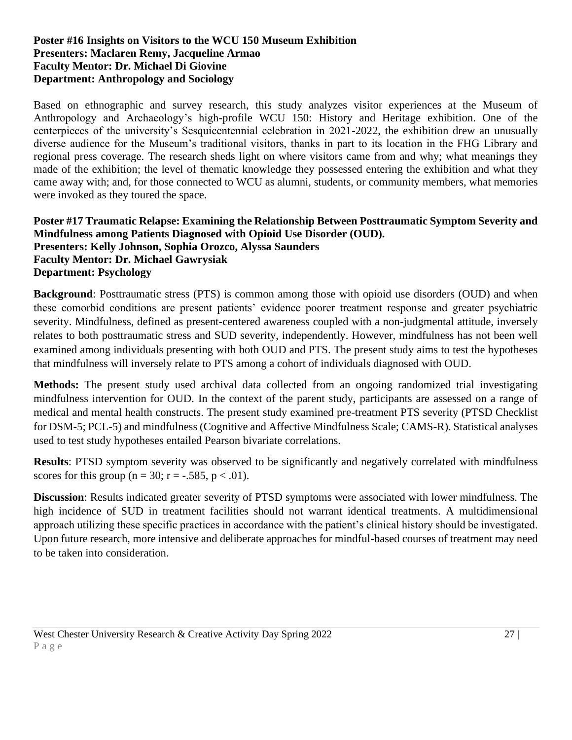**Poster #16 Insights on Visitors to the WCU 150 Museum Exhibition**
**Presenters: Maclaren Remy, Jacqueline Armao**
**Faculty Mentor: Dr. Michael Di Giovine**
**Department: Anthropology and Sociology**

Based on ethnographic and survey research, this study analyzes visitor experiences at the Museum of Anthropology and Archaeology's high-profile WCU 150: History and Heritage exhibition. One of the centerpieces of the university's Sesquicentennial celebration in 2021-2022, the exhibition drew an unusually diverse audience for the Museum's traditional visitors, thanks in part to its location in the FHG Library and regional press coverage. The research sheds light on where visitors came from and why; what meanings they made of the exhibition; the level of thematic knowledge they possessed entering the exhibition and what they came away with; and, for those connected to WCU as alumni, students, or community members, what memories were invoked as they toured the space.

**Poster #17 Traumatic Relapse: Examining the Relationship Between Posttraumatic Symptom Severity and Mindfulness among Patients Diagnosed with Opioid Use Disorder (OUD).**
**Presenters: Kelly Johnson, Sophia Orozco, Alyssa Saunders**
**Faculty Mentor: Dr. Michael Gawrysiak**
**Department: Psychology**

**Background**: Posttraumatic stress (PTS) is common among those with opioid use disorders (OUD) and when these comorbid conditions are present patients' evidence poorer treatment response and greater psychiatric severity. Mindfulness, defined as present-centered awareness coupled with a non-judgmental attitude, inversely relates to both posttraumatic stress and SUD severity, independently. However, mindfulness has not been well examined among individuals presenting with both OUD and PTS. The present study aims to test the hypotheses that mindfulness will inversely relate to PTS among a cohort of individuals diagnosed with OUD.

**Methods:** The present study used archival data collected from an ongoing randomized trial investigating mindfulness intervention for OUD. In the context of the parent study, participants are assessed on a range of medical and mental health constructs. The present study examined pre-treatment PTS severity (PTSD Checklist for DSM-5; PCL-5) and mindfulness (Cognitive and Affective Mindfulness Scale; CAMS-R). Statistical analyses used to test study hypotheses entailed Pearson bivariate correlations.

**Results**: PTSD symptom severity was observed to be significantly and negatively correlated with mindfulness scores for this group ($n = 30$; $r = -.585$, $p < .01$).

**Discussion**: Results indicated greater severity of PTSD symptoms were associated with lower mindfulness. The high incidence of SUD in treatment facilities should not warrant identical treatments. A multidimensional approach utilizing these specific practices in accordance with the patient's clinical history should be investigated. Upon future research, more intensive and deliberate approaches for mindful-based courses of treatment may need to be taken into consideration.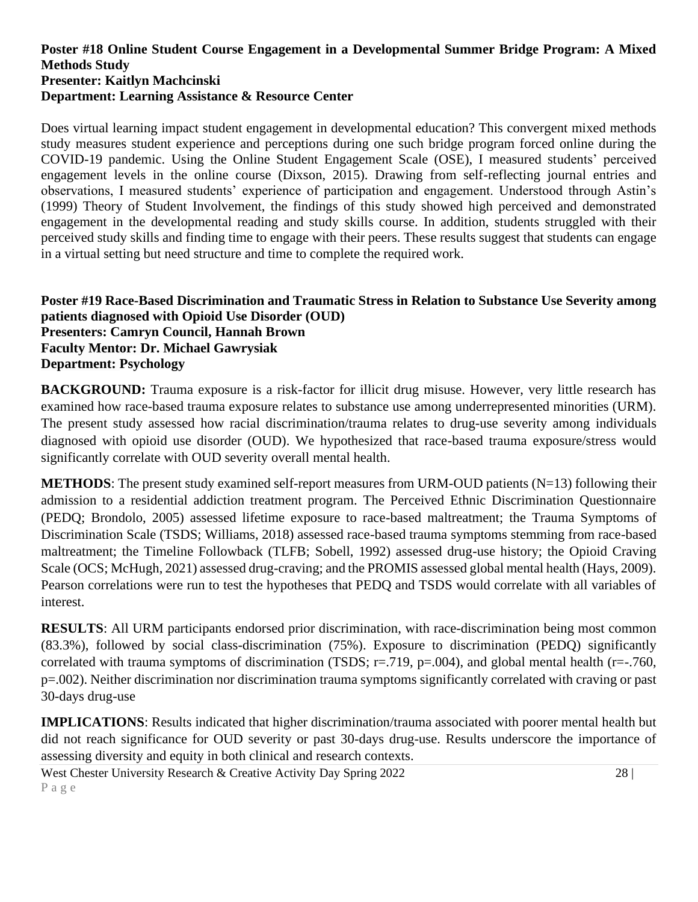**Poster #18 Online Student Course Engagement in a Developmental Summer Bridge Program: A Mixed Methods Study**
**Presenter: Kaitlyn Machcinski**
**Department: Learning Assistance & Resource Center**

Does virtual learning impact student engagement in developmental education? This convergent mixed methods study measures student experience and perceptions during one such bridge program forced online during the COVID-19 pandemic. Using the Online Student Engagement Scale (OSE), I measured students' perceived engagement levels in the online course (Dixson, 2015). Drawing from self-reflecting journal entries and observations, I measured students' experience of participation and engagement. Understood through Astin's (1999) Theory of Student Involvement, the findings of this study showed high perceived and demonstrated engagement in the developmental reading and study skills course. In addition, students struggled with their perceived study skills and finding time to engage with their peers. These results suggest that students can engage in a virtual setting but need structure and time to complete the required work.

**Poster #19 Race-Based Discrimination and Traumatic Stress in Relation to Substance Use Severity among patients diagnosed with Opioid Use Disorder (OUD)**
**Presenters: Camryn Council, Hannah Brown**
**Faculty Mentor: Dr. Michael Gawrysiak**
**Department: Psychology**

**BACKGROUND:** Trauma exposure is a risk-factor for illicit drug misuse. However, very little research has examined how race-based trauma exposure relates to substance use among underrepresented minorities (URM). The present study assessed how racial discrimination/trauma relates to drug-use severity among individuals diagnosed with opioid use disorder (OUD). We hypothesized that race-based trauma exposure/stress would significantly correlate with OUD severity overall mental health.

**METHODS**: The present study examined self-report measures from URM-OUD patients (N=13) following their admission to a residential addiction treatment program. The Perceived Ethnic Discrimination Questionnaire (PEDQ; Brondolo, 2005) assessed lifetime exposure to race-based maltreatment; the Trauma Symptoms of Discrimination Scale (TSDS; Williams, 2018) assessed race-based trauma symptoms stemming from race-based maltreatment; the Timeline Followback (TLFB; Sobell, 1992) assessed drug-use history; the Opioid Craving Scale (OCS; McHugh, 2021) assessed drug-craving; and the PROMIS assessed global mental health (Hays, 2009). Pearson correlations were run to test the hypotheses that PEDQ and TSDS would correlate with all variables of interest.

**RESULTS**: All URM participants endorsed prior discrimination, with race-discrimination being most common (83.3%), followed by social class-discrimination (75%). Exposure to discrimination (PEDQ) significantly correlated with trauma symptoms of discrimination (TSDS; r=.719, p=.004), and global mental health (r=-.760, p=.002). Neither discrimination nor discrimination trauma symptoms significantly correlated with craving or past 30-days drug-use

**IMPLICATIONS**: Results indicated that higher discrimination/trauma associated with poorer mental health but did not reach significance for OUD severity or past 30-days drug-use. Results underscore the importance of assessing diversity and equity in both clinical and research contexts.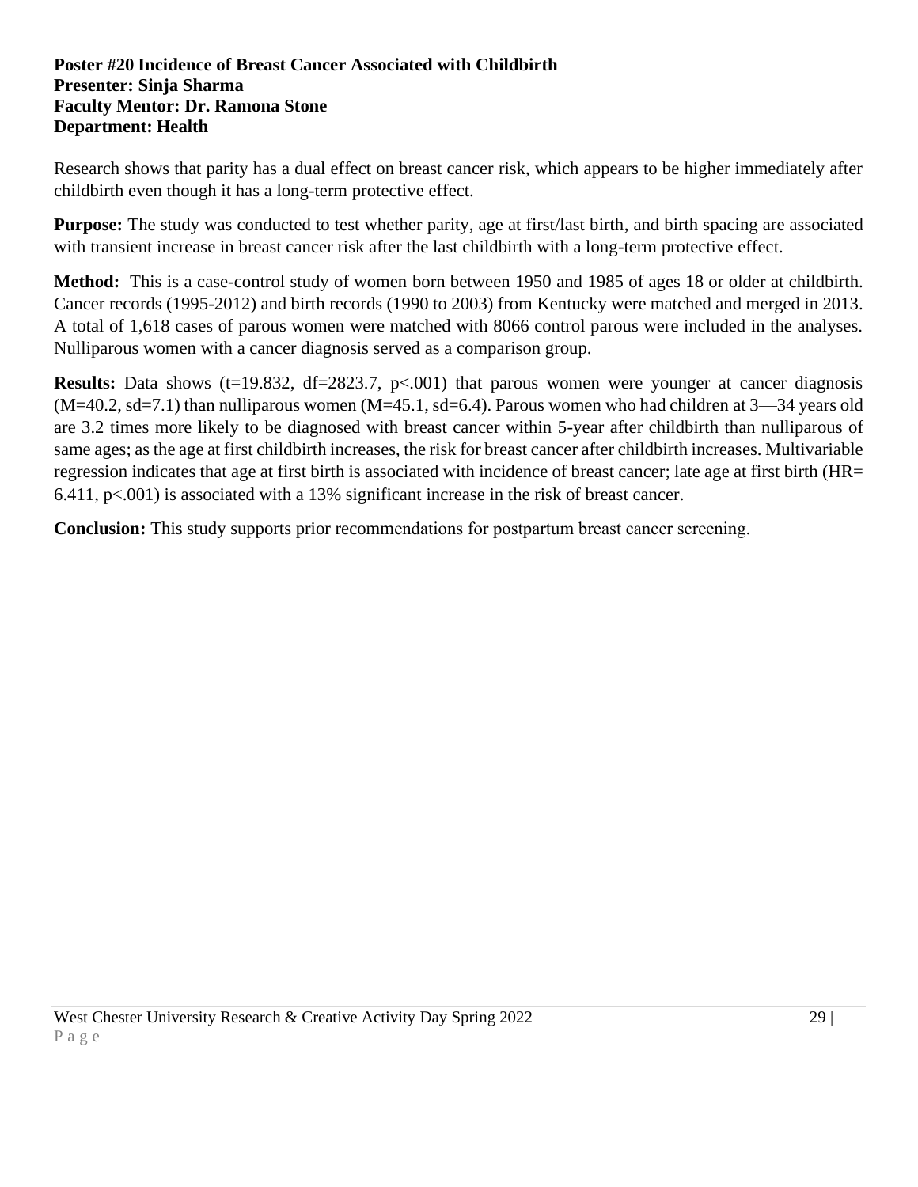**Poster #20 Incidence of Breast Cancer Associated with Childbirth**
**Presenter: Sinja Sharma**
**Faculty Mentor: Dr. Ramona Stone**
**Department: Health**

Research shows that parity has a dual effect on breast cancer risk, which appears to be higher immediately after childbirth even though it has a long-term protective effect.

**Purpose:** The study was conducted to test whether parity, age at first/last birth, and birth spacing are associated with transient increase in breast cancer risk after the last childbirth with a long-term protective effect.

**Method:** This is a case-control study of women born between 1950 and 1985 of ages 18 or older at childbirth. Cancer records (1995-2012) and birth records (1990 to 2003) from Kentucky were matched and merged in 2013. A total of 1,618 cases of parous women were matched with 8066 control parous were included in the analyses. Nulliparous women with a cancer diagnosis served as a comparison group.

**Results:** Data shows ($t=19.832$, $df=2823.7$, $p<.001$) that parous women were younger at cancer diagnosis ($M=40.2$, $sd=7.1$) than nulliparous women ($M=45.1$, $sd=6.4$). Parous women who had children at 3—34 years old are 3.2 times more likely to be diagnosed with breast cancer within 5-year after childbirth than nulliparous of same ages; as the age at first childbirth increases, the risk for breast cancer after childbirth increases. Multivariable regression indicates that age at first birth is associated with incidence of breast cancer; late age at first birth ($HR= 6.411$, $p<.001$) is associated with a 13% significant increase in the risk of breast cancer.

**Conclusion:** This study supports prior recommendations for postpartum breast cancer screening.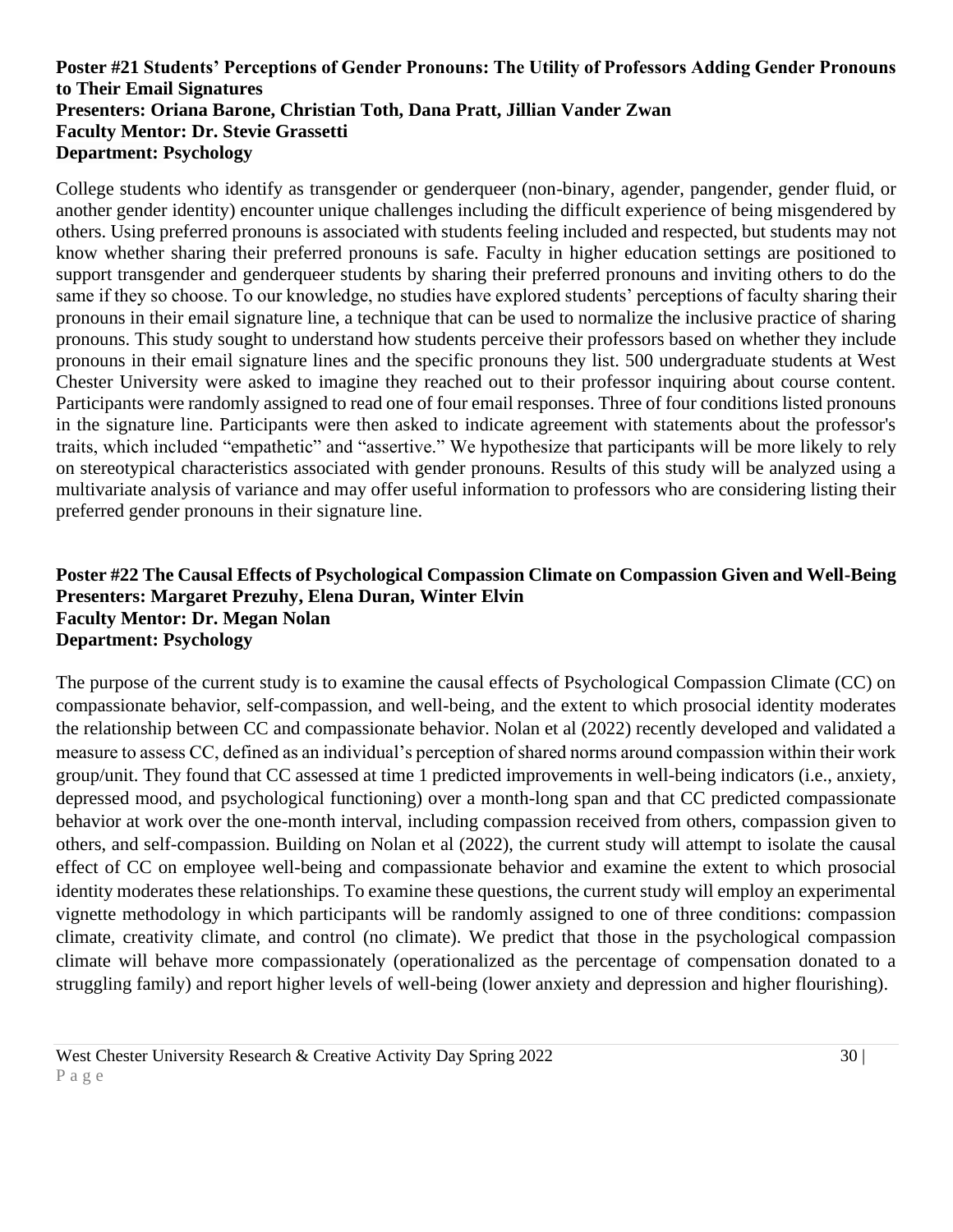**Poster #21 Students' Perceptions of Gender Pronouns: The Utility of Professors Adding Gender Pronouns to Their Email Signatures**
**Presenters: Oriana Barone, Christian Toth, Dana Pratt, Jillian Vander Zwan**
**Faculty Mentor: Dr. Stevie Grassetti**
**Department: Psychology**

College students who identify as transgender or genderqueer (non-binary, agender, pangender, gender fluid, or another gender identity) encounter unique challenges including the difficult experience of being misgendered by others. Using preferred pronouns is associated with students feeling included and respected, but students may not know whether sharing their preferred pronouns is safe. Faculty in higher education settings are positioned to support transgender and genderqueer students by sharing their preferred pronouns and inviting others to do the same if they so choose. To our knowledge, no studies have explored students' perceptions of faculty sharing their pronouns in their email signature line, a technique that can be used to normalize the inclusive practice of sharing pronouns. This study sought to understand how students perceive their professors based on whether they include pronouns in their email signature lines and the specific pronouns they list. 500 undergraduate students at West Chester University were asked to imagine they reached out to their professor inquiring about course content. Participants were randomly assigned to read one of four email responses. Three of four conditions listed pronouns in the signature line. Participants were then asked to indicate agreement with statements about the professor's traits, which included "empathetic" and "assertive." We hypothesize that participants will be more likely to rely on stereotypical characteristics associated with gender pronouns. Results of this study will be analyzed using a multivariate analysis of variance and may offer useful information to professors who are considering listing their preferred gender pronouns in their signature line.

**Poster #22 The Causal Effects of Psychological Compassion Climate on Compassion Given and Well-Being**
**Presenters: Margaret Prezuhy, Elena Duran, Winter Elvin**
**Faculty Mentor: Dr. Megan Nolan**
**Department: Psychology**

The purpose of the current study is to examine the causal effects of Psychological Compassion Climate (CC) on compassionate behavior, self-compassion, and well-being, and the extent to which prosocial identity moderates the relationship between CC and compassionate behavior. Nolan et al (2022) recently developed and validated a measure to assess CC, defined as an individual's perception of shared norms around compassion within their work group/unit. They found that CC assessed at time 1 predicted improvements in well-being indicators (i.e., anxiety, depressed mood, and psychological functioning) over a month-long span and that CC predicted compassionate behavior at work over the one-month interval, including compassion received from others, compassion given to others, and self-compassion. Building on Nolan et al (2022), the current study will attempt to isolate the causal effect of CC on employee well-being and compassionate behavior and examine the extent to which prosocial identity moderates these relationships. To examine these questions, the current study will employ an experimental vignette methodology in which participants will be randomly assigned to one of three conditions: compassion climate, creativity climate, and control (no climate). We predict that those in the psychological compassion climate will behave more compassionately (operationalized as the percentage of compensation donated to a struggling family) and report higher levels of well-being (lower anxiety and depression and higher flourishing).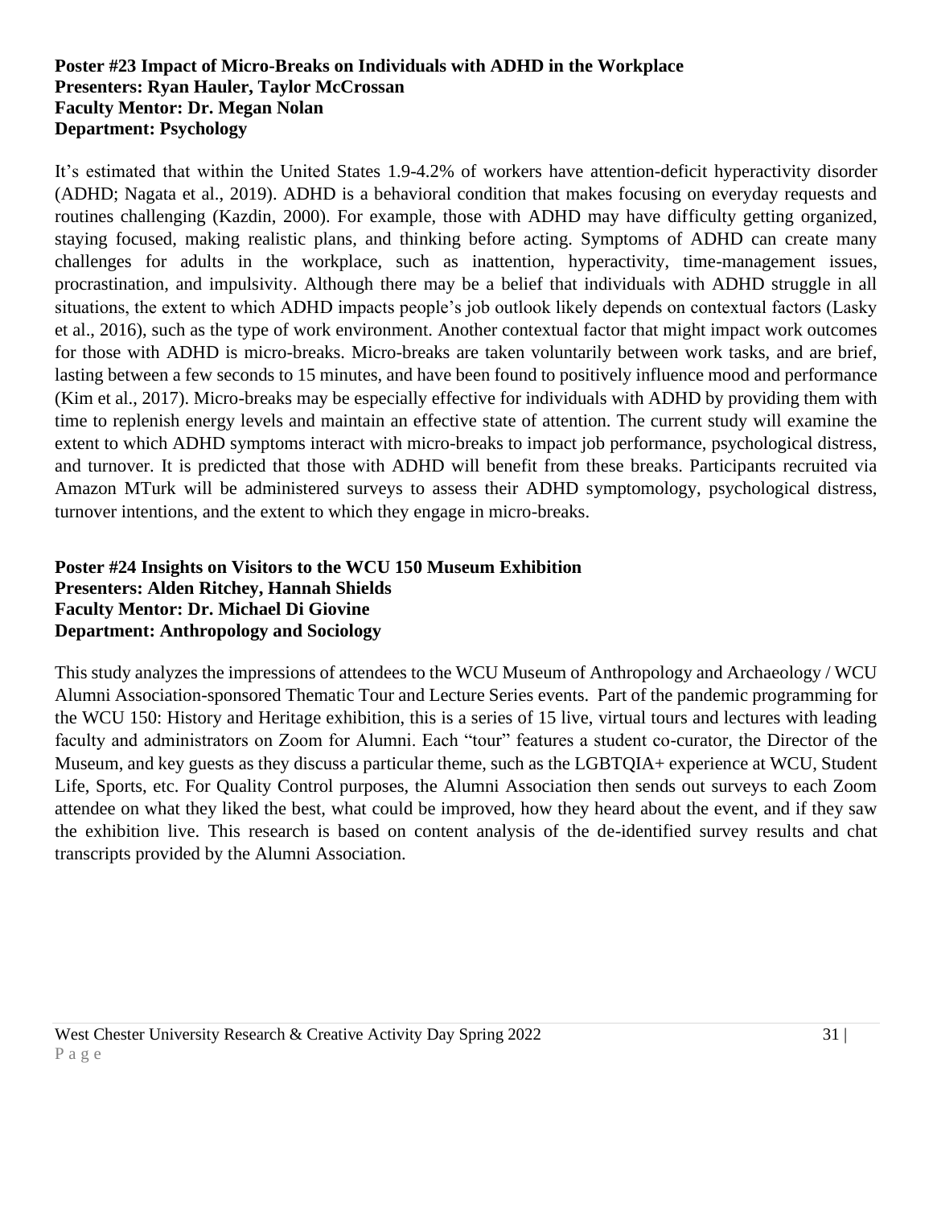**Poster #23 Impact of Micro-Breaks on Individuals with ADHD in the Workplace**
**Presenters: Ryan Hauler, Taylor McCrossan**
**Faculty Mentor: Dr. Megan Nolan**
**Department: Psychology**

It's estimated that within the United States 1.9-4.2% of workers have attention-deficit hyperactivity disorder (ADHD; Nagata et al., 2019). ADHD is a behavioral condition that makes focusing on everyday requests and routines challenging (Kazdin, 2000). For example, those with ADHD may have difficulty getting organized, staying focused, making realistic plans, and thinking before acting. Symptoms of ADHD can create many challenges for adults in the workplace, such as inattention, hyperactivity, time-management issues, procrastination, and impulsivity. Although there may be a belief that individuals with ADHD struggle in all situations, the extent to which ADHD impacts people's job outlook likely depends on contextual factors (Lasky et al., 2016), such as the type of work environment. Another contextual factor that might impact work outcomes for those with ADHD is micro-breaks. Micro-breaks are taken voluntarily between work tasks, and are brief, lasting between a few seconds to 15 minutes, and have been found to positively influence mood and performance (Kim et al., 2017). Micro-breaks may be especially effective for individuals with ADHD by providing them with time to replenish energy levels and maintain an effective state of attention. The current study will examine the extent to which ADHD symptoms interact with micro-breaks to impact job performance, psychological distress, and turnover. It is predicted that those with ADHD will benefit from these breaks. Participants recruited via Amazon MTurk will be administered surveys to assess their ADHD symptomology, psychological distress, turnover intentions, and the extent to which they engage in micro-breaks.

**Poster #24 Insights on Visitors to the WCU 150 Museum Exhibition**
**Presenters: Alden Ritchey, Hannah Shields**
**Faculty Mentor: Dr. Michael Di Giovine**
**Department: Anthropology and Sociology**

This study analyzes the impressions of attendees to the WCU Museum of Anthropology and Archaeology / WCU Alumni Association-sponsored Thematic Tour and Lecture Series events. Part of the pandemic programming for the WCU 150: History and Heritage exhibition, this is a series of 15 live, virtual tours and lectures with leading faculty and administrators on Zoom for Alumni. Each "tour" features a student co-curator, the Director of the Museum, and key guests as they discuss a particular theme, such as the LGBTQIA+ experience at WCU, Student Life, Sports, etc. For Quality Control purposes, the Alumni Association then sends out surveys to each Zoom attendee on what they liked the best, what could be improved, how they heard about the event, and if they saw the exhibition live. This research is based on content analysis of the de-identified survey results and chat transcripts provided by the Alumni Association.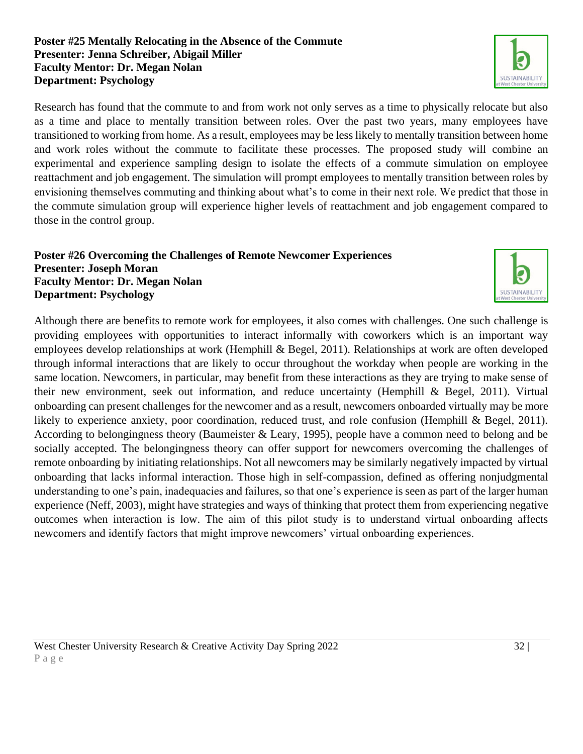**Poster #25 Mentally Relocating in the Absence of the Commute**
**Presenter: Jenna Schreiber, Abigail Miller**
**Faculty Mentor: Dr. Megan Nolan**
**Department: Psychology**

Research has found that the commute to and from work not only serves as a time to physically relocate but also as a time and place to mentally transition between roles. Over the past two years, many employees have transitioned to working from home. As a result, employees may be less likely to mentally transition between home and work roles without the commute to facilitate these processes. The proposed study will combine an experimental and experience sampling design to isolate the effects of a commute simulation on employee reattachment and job engagement. The simulation will prompt employees to mentally transition between roles by envisioning themselves commuting and thinking about what's to come in their next role. We predict that those in the commute simulation group will experience higher levels of reattachment and job engagement compared to those in the control group.

**Poster #26 Overcoming the Challenges of Remote Newcomer Experiences**
**Presenter: Joseph Moran**
**Faculty Mentor: Dr. Megan Nolan**
**Department: Psychology**

Although there are benefits to remote work for employees, it also comes with challenges. One such challenge is providing employees with opportunities to interact informally with coworkers which is an important way employees develop relationships at work (Hemphill & Begel, 2011). Relationships at work are often developed through informal interactions that are likely to occur throughout the workday when people are working in the same location. Newcomers, in particular, may benefit from these interactions as they are trying to make sense of their new environment, seek out information, and reduce uncertainty (Hemphill & Begel, 2011). Virtual onboarding can present challenges for the newcomer and as a result, newcomers onboarded virtually may be more likely to experience anxiety, poor coordination, reduced trust, and role confusion (Hemphill & Begel, 2011). According to belongingness theory (Baumeister & Leary, 1995), people have a common need to belong and be socially accepted. The belongingness theory can offer support for newcomers overcoming the challenges of remote onboarding by initiating relationships. Not all newcomers may be similarly negatively impacted by virtual onboarding that lacks informal interaction. Those high in self-compassion, defined as offering nonjudgmental understanding to one's pain, inadequacies and failures, so that one's experience is seen as part of the larger human experience (Neff, 2003), might have strategies and ways of thinking that protect them from experiencing negative outcomes when interaction is low. The aim of this pilot study is to understand virtual onboarding affects newcomers and identify factors that might improve newcomers' virtual onboarding experiences.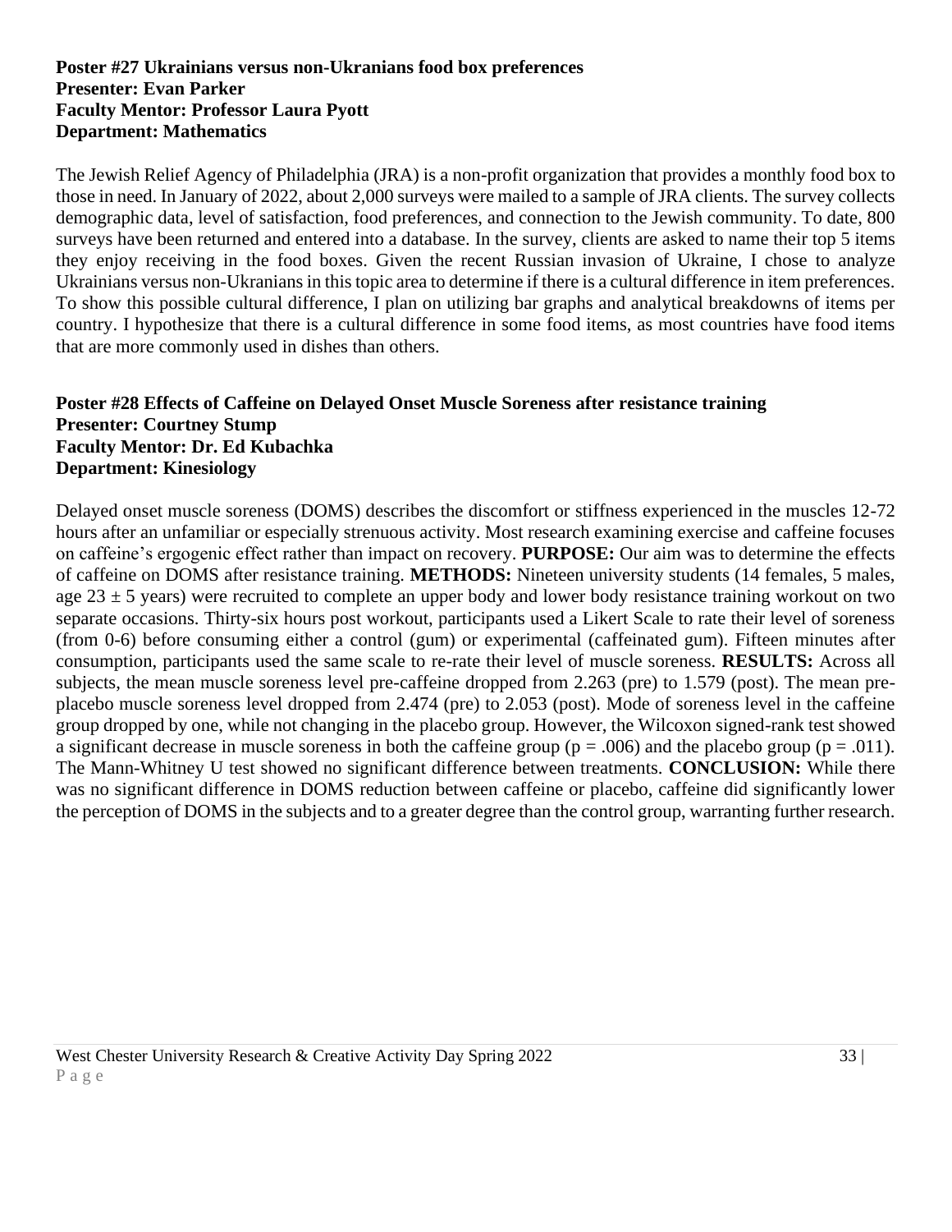**Poster #27 Ukrainians versus non-Ukranians food box preferences**
**Presenter: Evan Parker**
**Faculty Mentor: Professor Laura Pyott**
**Department: Mathematics**

The Jewish Relief Agency of Philadelphia (JRA) is a non-profit organization that provides a monthly food box to those in need. In January of 2022, about 2,000 surveys were mailed to a sample of JRA clients. The survey collects demographic data, level of satisfaction, food preferences, and connection to the Jewish community. To date, 800 surveys have been returned and entered into a database. In the survey, clients are asked to name their top 5 items they enjoy receiving in the food boxes. Given the recent Russian invasion of Ukraine, I chose to analyze Ukrainians versus non-Ukranians in this topic area to determine if there is a cultural difference in item preferences. To show this possible cultural difference, I plan on utilizing bar graphs and analytical breakdowns of items per country. I hypothesize that there is a cultural difference in some food items, as most countries have food items that are more commonly used in dishes than others.

**Poster #28 Effects of Caffeine on Delayed Onset Muscle Soreness after resistance training**
**Presenter: Courtney Stump**
**Faculty Mentor: Dr. Ed Kubachka**
**Department: Kinesiology**

Delayed onset muscle soreness (DOMS) describes the discomfort or stiffness experienced in the muscles 12-72 hours after an unfamiliar or especially strenuous activity. Most research examining exercise and caffeine focuses on caffeine's ergogenic effect rather than impact on recovery. **PURPOSE:** Our aim was to determine the effects of caffeine on DOMS after resistance training. **METHODS:** Nineteen university students (14 females, 5 males, age $23 \pm 5$ years) were recruited to complete an upper body and lower body resistance training workout on two separate occasions. Thirty-six hours post workout, participants used a Likert Scale to rate their level of soreness (from 0-6) before consuming either a control (gum) or experimental (caffeinated gum). Fifteen minutes after consumption, participants used the same scale to re-rate their level of muscle soreness. **RESULTS:** Across all subjects, the mean muscle soreness level pre-caffeine dropped from 2.263 (pre) to 1.579 (post). The mean pre-placebo muscle soreness level dropped from 2.474 (pre) to 2.053 (post). Mode of soreness level in the caffeine group dropped by one, while not changing in the placebo group. However, the Wilcoxon signed-rank test showed a significant decrease in muscle soreness in both the caffeine group ($p = .006$) and the placebo group ($p = .011$). The Mann-Whitney U test showed no significant difference between treatments. **CONCLUSION:** While there was no significant difference in DOMS reduction between caffeine or placebo, caffeine did significantly lower the perception of DOMS in the subjects and to a greater degree than the control group, warranting further research.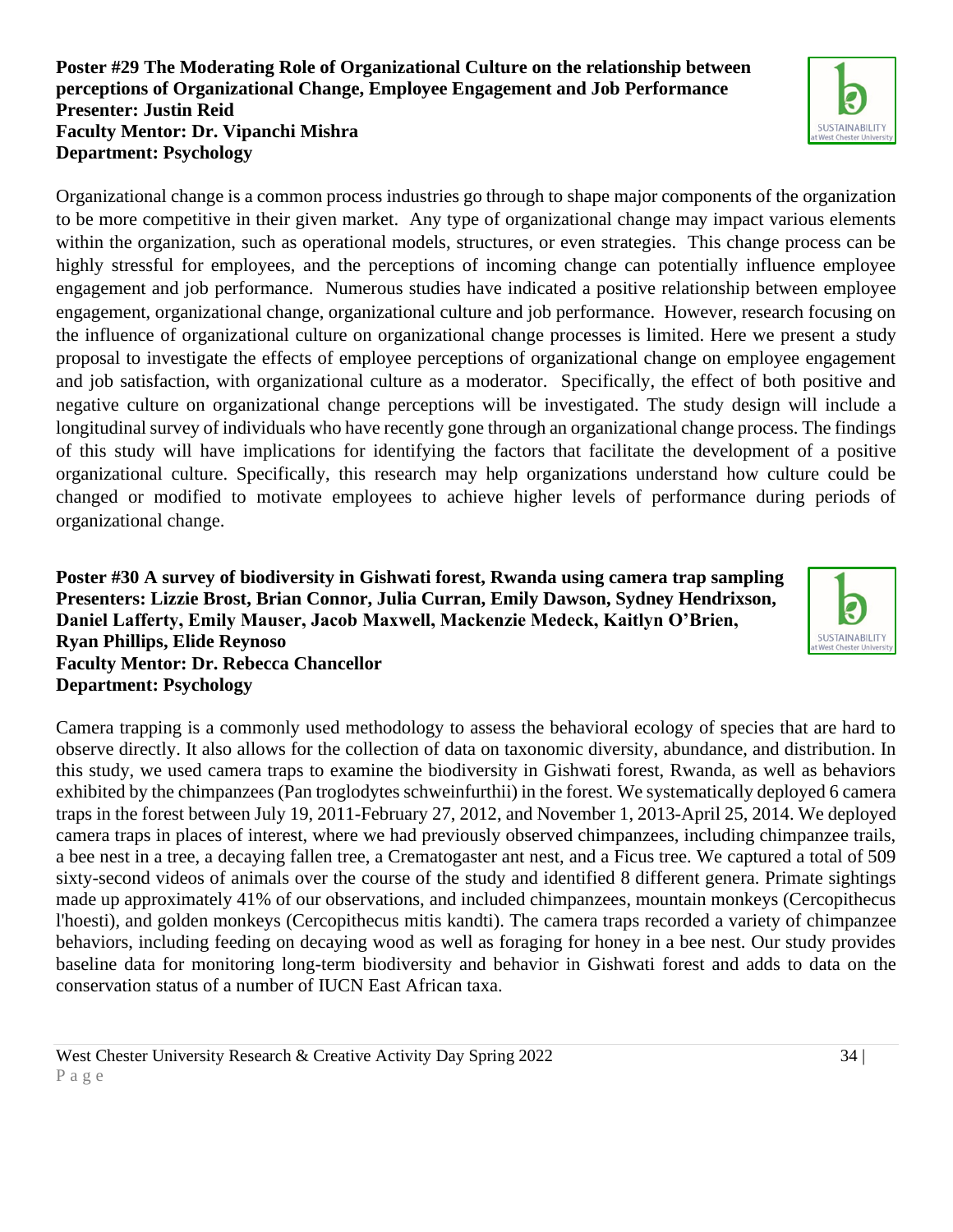**Poster #29 The Moderating Role of Organizational Culture on the relationship between perceptions of Organizational Change, Employee Engagement and Job Performance**
**Presenter: Justin Reid**
**Faculty Mentor: Dr. Vipanchi Mishra**
**Department: Psychology**

Organizational change is a common process industries go through to shape major components of the organization to be more competitive in their given market. Any type of organizational change may impact various elements within the organization, such as operational models, structures, or even strategies. This change process can be highly stressful for employees, and the perceptions of incoming change can potentially influence employee engagement and job performance. Numerous studies have indicated a positive relationship between employee engagement, organizational change, organizational culture and job performance. However, research focusing on the influence of organizational culture on organizational change processes is limited. Here we present a study proposal to investigate the effects of employee perceptions of organizational change on employee engagement and job satisfaction, with organizational culture as a moderator. Specifically, the effect of both positive and negative culture on organizational change perceptions will be investigated. The study design will include a longitudinal survey of individuals who have recently gone through an organizational change process. The findings of this study will have implications for identifying the factors that facilitate the development of a positive organizational culture. Specifically, this research may help organizations understand how culture could be changed or modified to motivate employees to achieve higher levels of performance during periods of organizational change.

**Poster #30 A survey of biodiversity in Gishwati forest, Rwanda using camera trap sampling**
**Presenters: Lizzie Brost, Brian Connor, Julia Curran, Emily Dawson, Sydney Hendrixson, Daniel Lafferty, Emily Mauser, Jacob Maxwell, Mackenzie Medeck, Kaitlyn O'Brien, Ryan Phillips, Elide Reynoso**
**Faculty Mentor: Dr. Rebecca Chancellor**
**Department: Psychology**

Camera trapping is a commonly used methodology to assess the behavioral ecology of species that are hard to observe directly. It also allows for the collection of data on taxonomic diversity, abundance, and distribution. In this study, we used camera traps to examine the biodiversity in Gishwati forest, Rwanda, as well as behaviors exhibited by the chimpanzees (Pan troglodytes schweinfurthii) in the forest. We systematically deployed 6 camera traps in the forest between July 19, 2011-February 27, 2012, and November 1, 2013-April 25, 2014. We deployed camera traps in places of interest, where we had previously observed chimpanzees, including chimpanzee trails, a bee nest in a tree, a decaying fallen tree, a Crematogaster ant nest, and a Ficus tree. We captured a total of 509 sixty-second videos of animals over the course of the study and identified 8 different genera. Primate sightings made up approximately 41% of our observations, and included chimpanzees, mountain monkeys (Cercopithecus l'hoesti), and golden monkeys (Cercopithecus mitis kandti). The camera traps recorded a variety of chimpanzee behaviors, including feeding on decaying wood as well as foraging for honey in a bee nest. Our study provides baseline data for monitoring long-term biodiversity and behavior in Gishwati forest and adds to data on the conservation status of a number of IUCN East African taxa.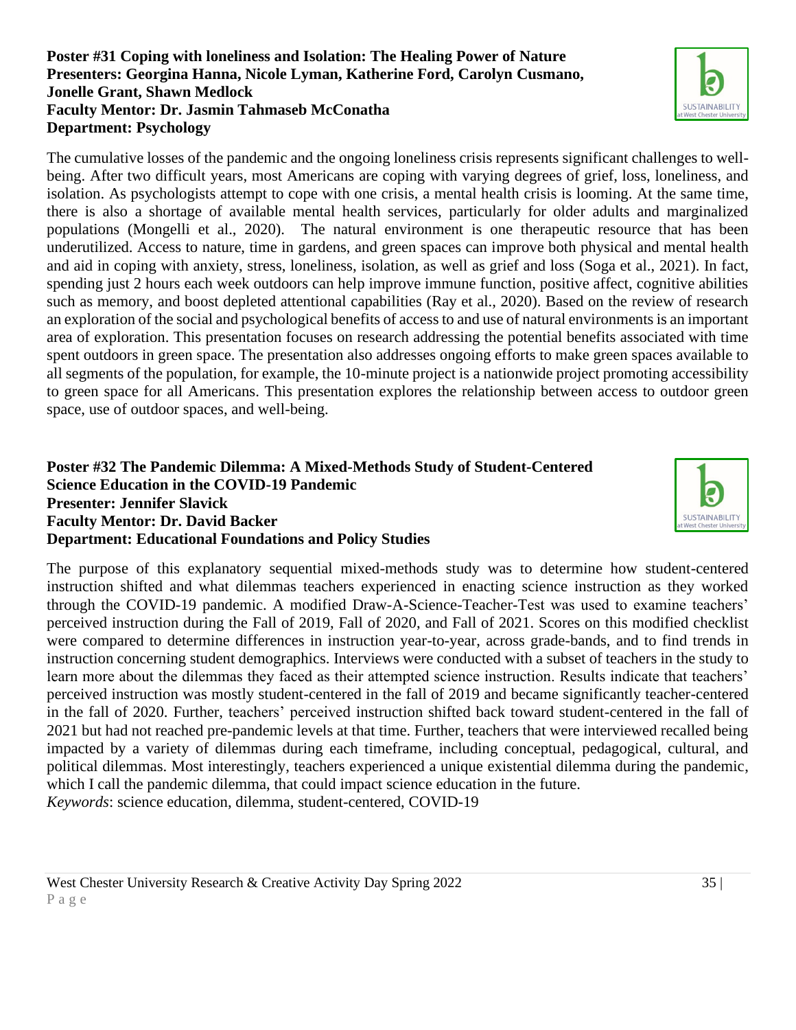**Poster #31 Coping with loneliness and Isolation: The Healing Power of Nature**
**Presenters: Georgina Hanna, Nicole Lyman, Katherine Ford, Carolyn Cusmano, Jonelle Grant, Shawn Medlock**
**Faculty Mentor: Dr. Jasmin Tahmaseb McConatha**
**Department: Psychology**

The cumulative losses of the pandemic and the ongoing loneliness crisis represents significant challenges to well-being. After two difficult years, most Americans are coping with varying degrees of grief, loss, loneliness, and isolation. As psychologists attempt to cope with one crisis, a mental health crisis is looming. At the same time, there is also a shortage of available mental health services, particularly for older adults and marginalized populations (Mongelli et al., 2020). The natural environment is one therapeutic resource that has been underutilized. Access to nature, time in gardens, and green spaces can improve both physical and mental health and aid in coping with anxiety, stress, loneliness, isolation, as well as grief and loss (Soga et al., 2021). In fact, spending just 2 hours each week outdoors can help improve immune function, positive affect, cognitive abilities such as memory, and boost depleted attentional capabilities (Ray et al., 2020). Based on the review of research an exploration of the social and psychological benefits of access to and use of natural environments is an important area of exploration. This presentation focuses on research addressing the potential benefits associated with time spent outdoors in green space. The presentation also addresses ongoing efforts to make green spaces available to all segments of the population, for example, the 10-minute project is a nationwide project promoting accessibility to green space for all Americans. This presentation explores the relationship between access to outdoor green space, use of outdoor spaces, and well-being.

**Poster #32 The Pandemic Dilemma: A Mixed-Methods Study of Student-Centered Science Education in the COVID-19 Pandemic**
**Presenter: Jennifer Slavick**
**Faculty Mentor: Dr. David Backer**
**Department: Educational Foundations and Policy Studies**

The purpose of this explanatory sequential mixed-methods study was to determine how student-centered instruction shifted and what dilemmas teachers experienced in enacting science instruction as they worked through the COVID-19 pandemic. A modified Draw-A-Science-Teacher-Test was used to examine teachers' perceived instruction during the Fall of 2019, Fall of 2020, and Fall of 2021. Scores on this modified checklist were compared to determine differences in instruction year-to-year, across grade-bands, and to find trends in instruction concerning student demographics. Interviews were conducted with a subset of teachers in the study to learn more about the dilemmas they faced as their attempted science instruction. Results indicate that teachers' perceived instruction was mostly student-centered in the fall of 2019 and became significantly teacher-centered in the fall of 2020. Further, teachers' perceived instruction shifted back toward student-centered in the fall of 2021 but had not reached pre-pandemic levels at that time. Further, teachers that were interviewed recalled being impacted by a variety of dilemmas during each timeframe, including conceptual, pedagogical, cultural, and political dilemmas. Most interestingly, teachers experienced a unique existential dilemma during the pandemic, which I call the pandemic dilemma, that could impact science education in the future.
*Keywords*: science education, dilemma, student-centered, COVID-19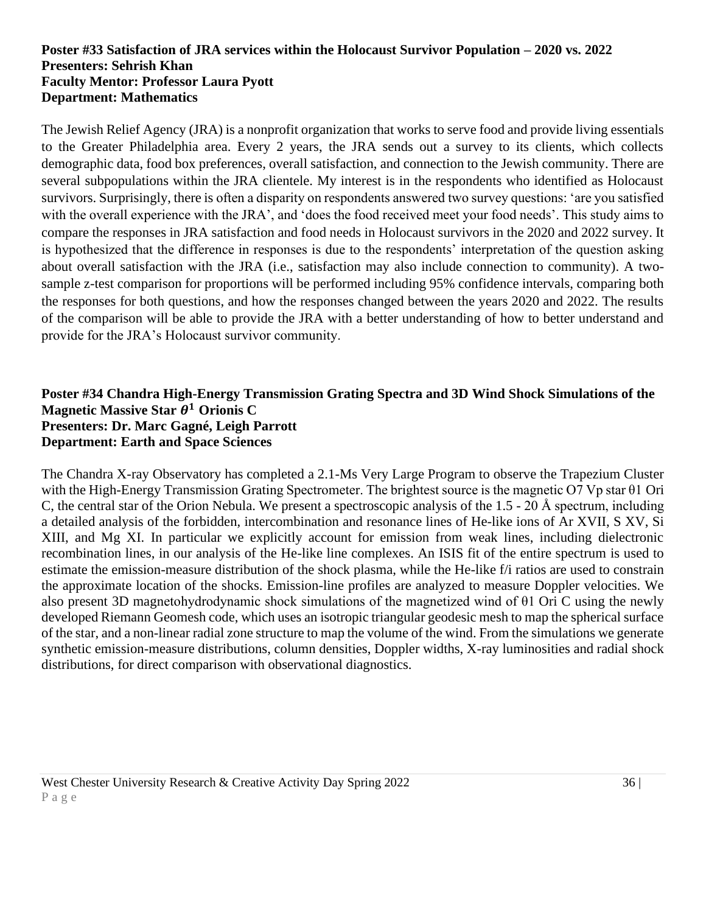**Poster #33 Satisfaction of JRA services within the Holocaust Survivor Population – 2020 vs. 2022**
**Presenters: Sehrish Khan**
**Faculty Mentor: Professor Laura Pyott**
**Department: Mathematics**

The Jewish Relief Agency (JRA) is a nonprofit organization that works to serve food and provide living essentials to the Greater Philadelphia area. Every 2 years, the JRA sends out a survey to its clients, which collects demographic data, food box preferences, overall satisfaction, and connection to the Jewish community. There are several subpopulations within the JRA clientele. My interest is in the respondents who identified as Holocaust survivors. Surprisingly, there is often a disparity on respondents answered two survey questions: 'are you satisfied with the overall experience with the JRA', and 'does the food received meet your food needs'. This study aims to compare the responses in JRA satisfaction and food needs in Holocaust survivors in the 2020 and 2022 survey. It is hypothesized that the difference in responses is due to the respondents' interpretation of the question asking about overall satisfaction with the JRA (i.e., satisfaction may also include connection to community). A two-sample z-test comparison for proportions will be performed including 95% confidence intervals, comparing both the responses for both questions, and how the responses changed between the years 2020 and 2022. The results of the comparison will be able to provide the JRA with a better understanding of how to better understand and provide for the JRA's Holocaust survivor community.

**Poster #34 Chandra High-Energy Transmission Grating Spectra and 3D Wind Shock Simulations of the Magnetic Massive Star $\theta^1$ Orionis C**
**Presenters: Dr. Marc Gagné, Leigh Parrott**
**Department: Earth and Space Sciences**

The Chandra X-ray Observatory has completed a 2.1-Ms Very Large Program to observe the Trapezium Cluster with the High-Energy Transmission Grating Spectrometer. The brightest source is the magnetic O7 Vp star θ1 Ori C, the central star of the Orion Nebula. We present a spectroscopic analysis of the 1.5 - 20 Å spectrum, including a detailed analysis of the forbidden, intercombination and resonance lines of He-like ions of Ar XVII, S XV, Si XIII, and Mg XI. In particular we explicitly account for emission from weak lines, including dielectronic recombination lines, in our analysis of the He-like line complexes. An ISIS fit of the entire spectrum is used to estimate the emission-measure distribution of the shock plasma, while the He-like f/i ratios are used to constrain the approximate location of the shocks. Emission-line profiles are analyzed to measure Doppler velocities. We also present 3D magnetohydrodynamic shock simulations of the magnetized wind of θ1 Ori C using the newly developed Riemann Geomesh code, which uses an isotropic triangular geodesic mesh to map the spherical surface of the star, and a non-linear radial zone structure to map the volume of the wind. From the simulations we generate synthetic emission-measure distributions, column densities, Doppler widths, X-ray luminosities and radial shock distributions, for direct comparison with observational diagnostics.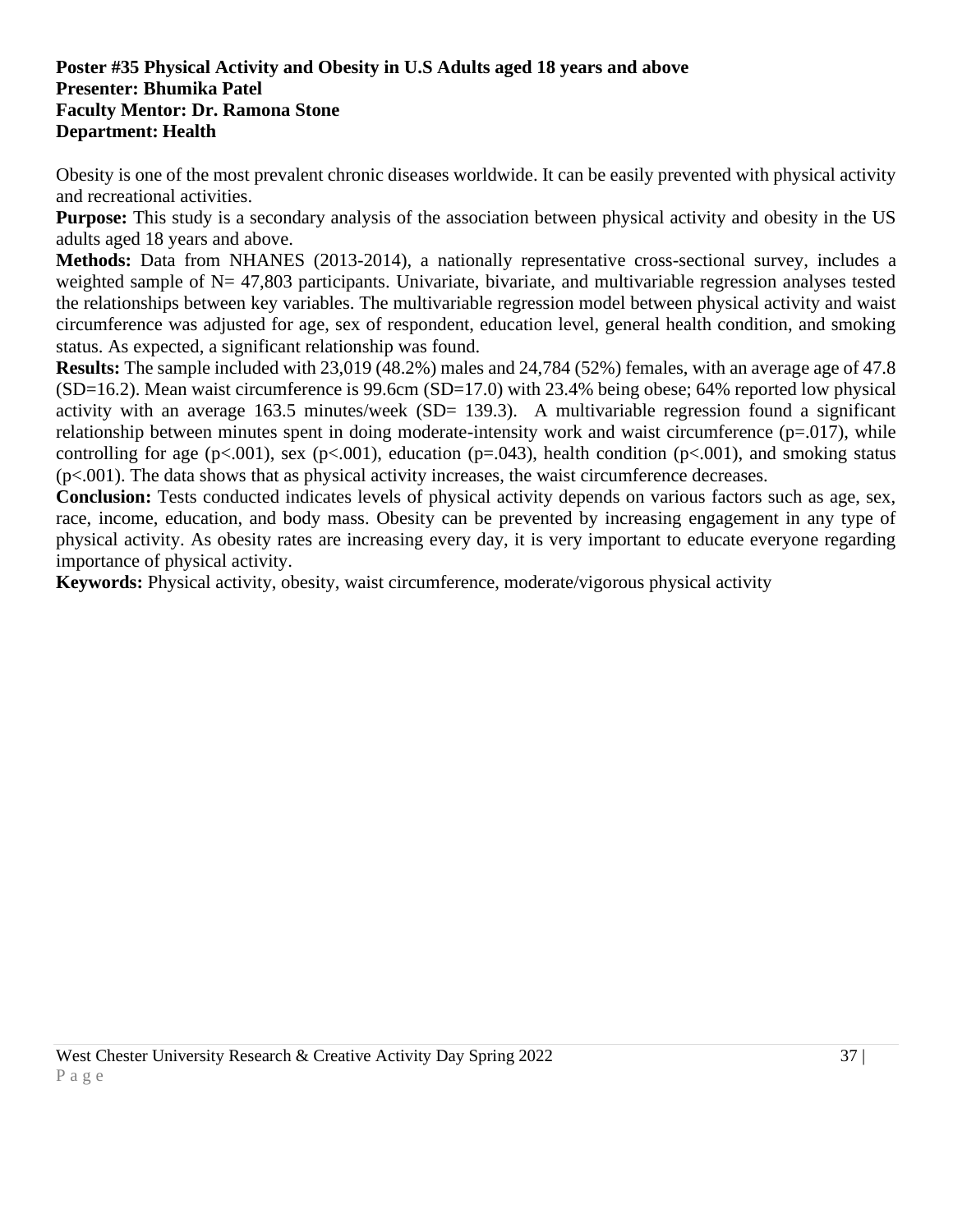**Poster #35 Physical Activity and Obesity in U.S Adults aged 18 years and above**
**Presenter: Bhumika Patel**
**Faculty Mentor: Dr. Ramona Stone**
**Department: Health**

Obesity is one of the most prevalent chronic diseases worldwide. It can be easily prevented with physical activity and recreational activities.

**Purpose:** This study is a secondary analysis of the association between physical activity and obesity in the US adults aged 18 years and above.

**Methods:** Data from NHANES (2013-2014), a nationally representative cross-sectional survey, includes a weighted sample of N= 47,803 participants. Univariate, bivariate, and multivariable regression analyses tested the relationships between key variables. The multivariable regression model between physical activity and waist circumference was adjusted for age, sex of respondent, education level, general health condition, and smoking status. As expected, a significant relationship was found.

**Results:** The sample included with 23,019 (48.2%) males and 24,784 (52%) females, with an average age of 47.8 (SD=16.2). Mean waist circumference is 99.6cm (SD=17.0) with 23.4% being obese; 64% reported low physical activity with an average 163.5 minutes/week (SD= 139.3). A multivariable regression found a significant relationship between minutes spent in doing moderate-intensity work and waist circumference ($p=.017$), while controlling for age ($p<.001$), sex ($p<.001$), education ($p=.043$), health condition ($p<.001$), and smoking status ($p<.001$). The data shows that as physical activity increases, the waist circumference decreases.

**Conclusion:** Tests conducted indicates levels of physical activity depends on various factors such as age, sex, race, income, education, and body mass. Obesity can be prevented by increasing engagement in any type of physical activity. As obesity rates are increasing every day, it is very important to educate everyone regarding importance of physical activity.

**Keywords:** Physical activity, obesity, waist circumference, moderate/vigorous physical activity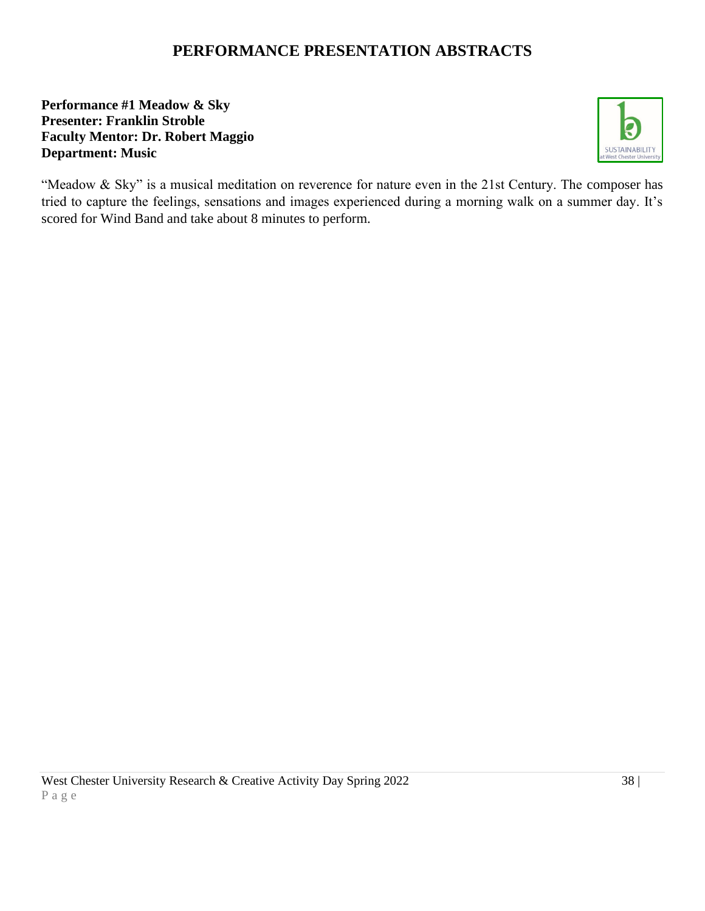# PERFORMANCE PRESENTATION ABSTRACTS

**Performance #1 Meadow & Sky**
**Presenter: Franklin Stroble**
**Faculty Mentor: Dr. Robert Maggio**
**Department: Music**

"Meadow & Sky" is a musical meditation on reverence for nature even in the 21st Century. The composer has tried to capture the feelings, sensations and images experienced during a morning walk on a summer day. It's scored for Wind Band and take about 8 minutes to perform.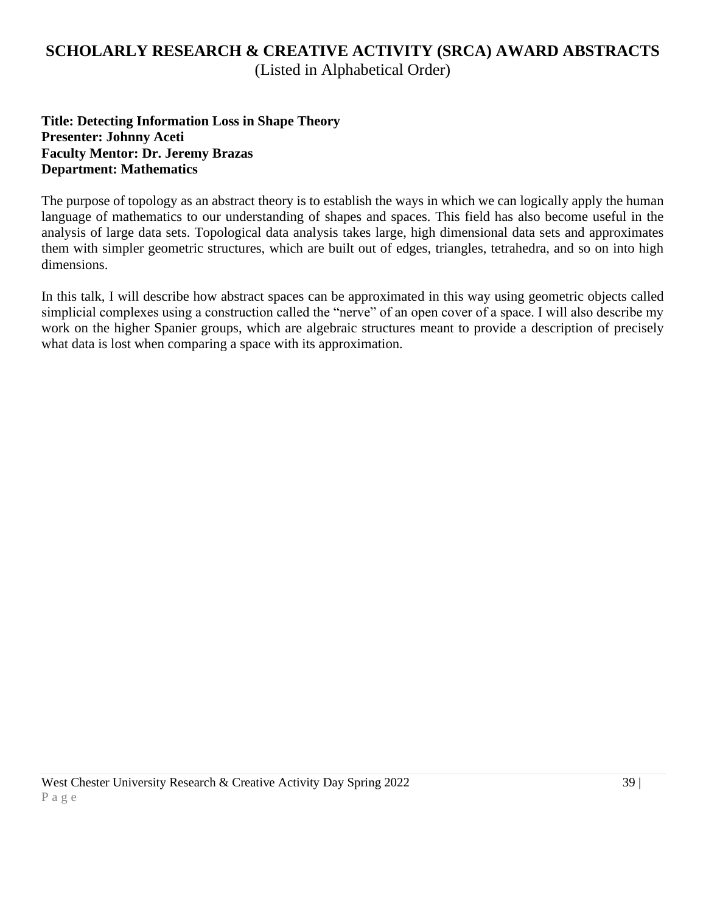# SCHOLARLY RESEARCH & CREATIVE ACTIVITY (SRCA) AWARD ABSTRACTS

(Listed in Alphabetical Order)

**Title: Detecting Information Loss in Shape Theory**
**Presenter: Johnny Aceti**
**Faculty Mentor: Dr. Jeremy Brazas**
**Department: Mathematics**

The purpose of topology as an abstract theory is to establish the ways in which we can logically apply the human language of mathematics to our understanding of shapes and spaces. This field has also become useful in the analysis of large data sets. Topological data analysis takes large, high dimensional data sets and approximates them with simpler geometric structures, which are built out of edges, triangles, tetrahedra, and so on into high dimensions.

In this talk, I will describe how abstract spaces can be approximated in this way using geometric objects called simplicial complexes using a construction called the "nerve" of an open cover of a space. I will also describe my work on the higher Spanier groups, which are algebraic structures meant to provide a description of precisely what data is lost when comparing a space with its approximation.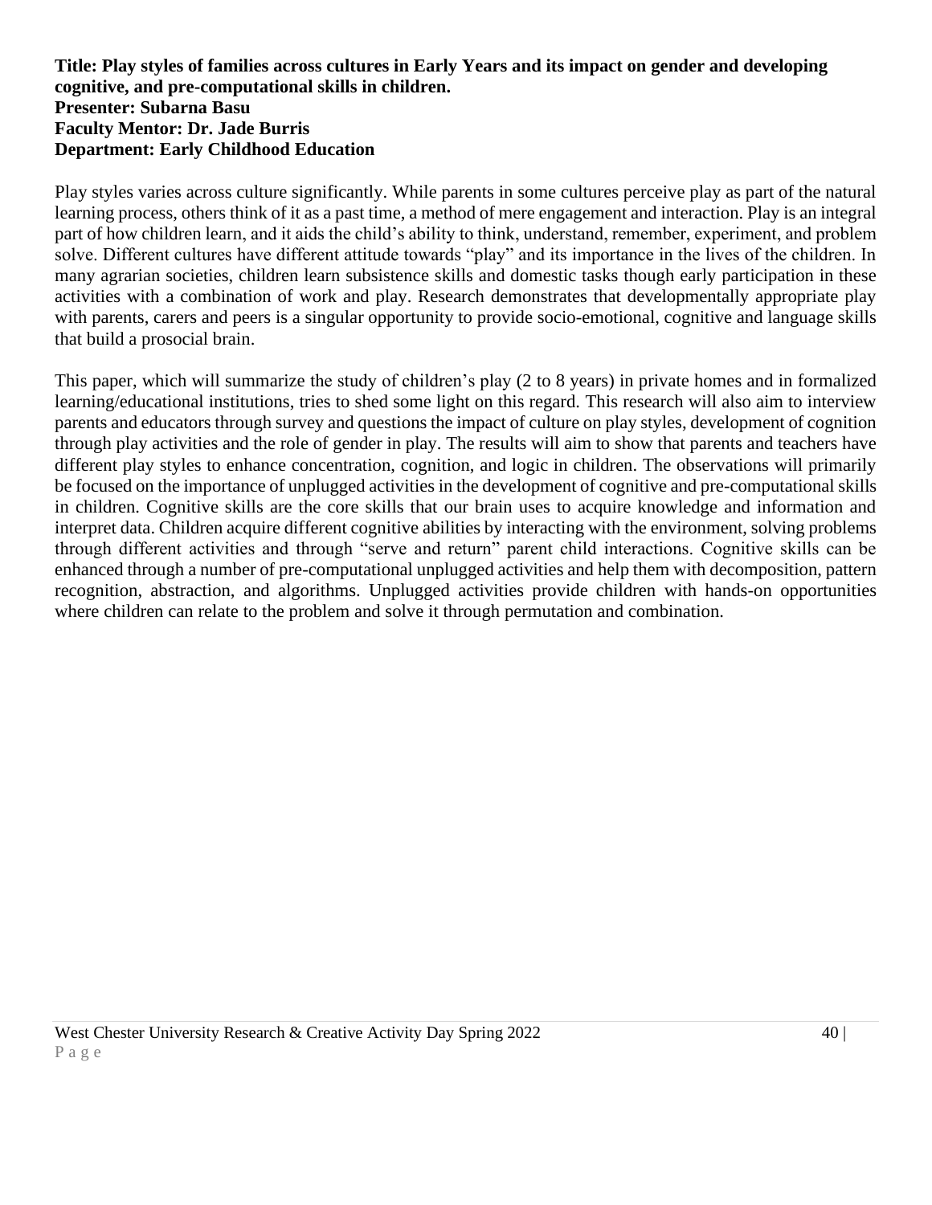**Title: Play styles of families across cultures in Early Years and its impact on gender and developing cognitive, and pre-computational skills in children.**
**Presenter: Subarna Basu**
**Faculty Mentor: Dr. Jade Burris**
**Department: Early Childhood Education**

Play styles varies across culture significantly. While parents in some cultures perceive play as part of the natural learning process, others think of it as a past time, a method of mere engagement and interaction. Play is an integral part of how children learn, and it aids the child's ability to think, understand, remember, experiment, and problem solve. Different cultures have different attitude towards "play" and its importance in the lives of the children. In many agrarian societies, children learn subsistence skills and domestic tasks though early participation in these activities with a combination of work and play. Research demonstrates that developmentally appropriate play with parents, carers and peers is a singular opportunity to provide socio-emotional, cognitive and language skills that build a prosocial brain.

This paper, which will summarize the study of children's play (2 to 8 years) in private homes and in formalized learning/educational institutions, tries to shed some light on this regard. This research will also aim to interview parents and educators through survey and questions the impact of culture on play styles, development of cognition through play activities and the role of gender in play. The results will aim to show that parents and teachers have different play styles to enhance concentration, cognition, and logic in children. The observations will primarily be focused on the importance of unplugged activities in the development of cognitive and pre-computational skills in children. Cognitive skills are the core skills that our brain uses to acquire knowledge and information and interpret data. Children acquire different cognitive abilities by interacting with the environment, solving problems through different activities and through "serve and return" parent child interactions. Cognitive skills can be enhanced through a number of pre-computational unplugged activities and help them with decomposition, pattern recognition, abstraction, and algorithms. Unplugged activities provide children with hands-on opportunities where children can relate to the problem and solve it through permutation and combination.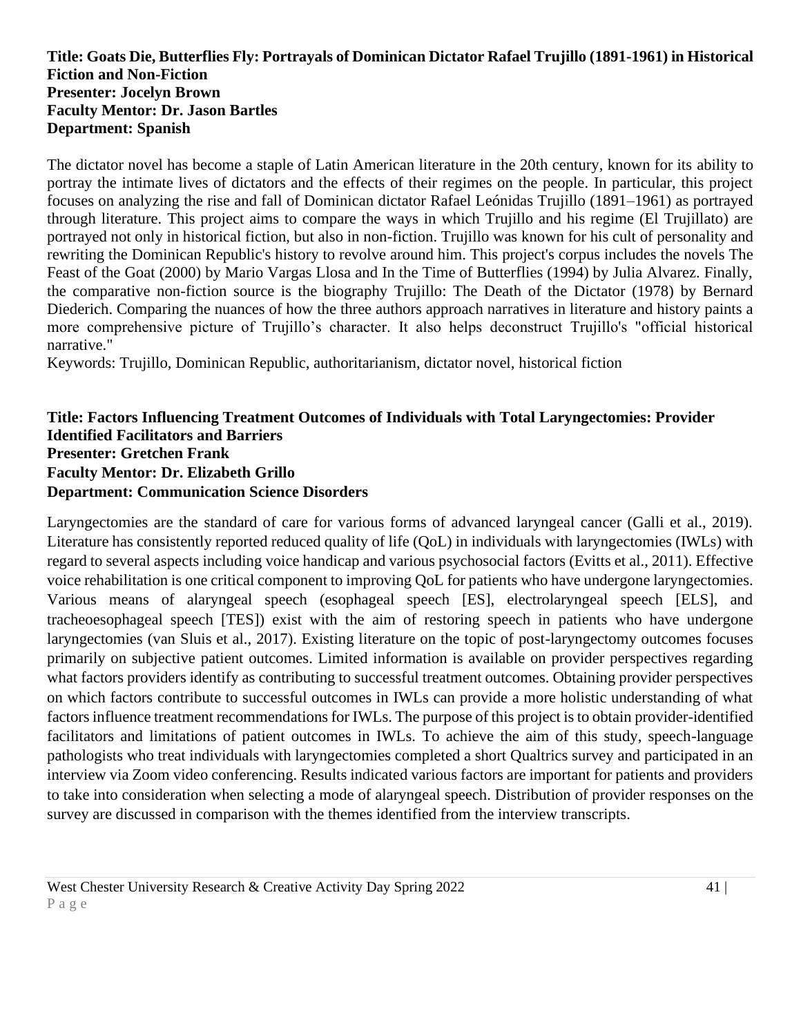**Title: Goats Die, Butterflies Fly: Portrayals of Dominican Dictator Rafael Trujillo (1891-1961) in Historical Fiction and Non-Fiction**
**Presenter: Jocelyn Brown**
**Faculty Mentor: Dr. Jason Bartles**
**Department: Spanish**

The dictator novel has become a staple of Latin American literature in the 20th century, known for its ability to portray the intimate lives of dictators and the effects of their regimes on the people. In particular, this project focuses on analyzing the rise and fall of Dominican dictator Rafael Leónidas Trujillo (1891–1961) as portrayed through literature. This project aims to compare the ways in which Trujillo and his regime (El Trujillato) are portrayed not only in historical fiction, but also in non-fiction. Trujillo was known for his cult of personality and rewriting the Dominican Republic's history to revolve around him. This project's corpus includes the novels The Feast of the Goat (2000) by Mario Vargas Llosa and In the Time of Butterflies (1994) by Julia Alvarez. Finally, the comparative non-fiction source is the biography Trujillo: The Death of the Dictator (1978) by Bernard Diederich. Comparing the nuances of how the three authors approach narratives in literature and history paints a more comprehensive picture of Trujillo's character. It also helps deconstruct Trujillo's "official historical narrative."

Keywords: Trujillo, Dominican Republic, authoritarianism, dictator novel, historical fiction

**Title: Factors Influencing Treatment Outcomes of Individuals with Total Laryngectomies: Provider Identified Facilitators and Barriers**
**Presenter: Gretchen Frank**
**Faculty Mentor: Dr. Elizabeth Grillo**
**Department: Communication Science Disorders**

Laryngectomies are the standard of care for various forms of advanced laryngeal cancer (Galli et al., 2019). Literature has consistently reported reduced quality of life (QoL) in individuals with laryngectomies (IWLs) with regard to several aspects including voice handicap and various psychosocial factors (Evitts et al., 2011). Effective voice rehabilitation is one critical component to improving QoL for patients who have undergone laryngectomies. Various means of alaryngeal speech (esophageal speech [ES], electrolaryngeal speech [ELS], and tracheoesophageal speech [TES]) exist with the aim of restoring speech in patients who have undergone laryngectomies (van Sluis et al., 2017). Existing literature on the topic of post-laryngectomy outcomes focuses primarily on subjective patient outcomes. Limited information is available on provider perspectives regarding what factors providers identify as contributing to successful treatment outcomes. Obtaining provider perspectives on which factors contribute to successful outcomes in IWLs can provide a more holistic understanding of what factors influence treatment recommendations for IWLs. The purpose of this project is to obtain provider-identified facilitators and limitations of patient outcomes in IWLs. To achieve the aim of this study, speech-language pathologists who treat individuals with laryngectomies completed a short Qualtrics survey and participated in an interview via Zoom video conferencing. Results indicated various factors are important for patients and providers to take into consideration when selecting a mode of alaryngeal speech. Distribution of provider responses on the survey are discussed in comparison with the themes identified from the interview transcripts.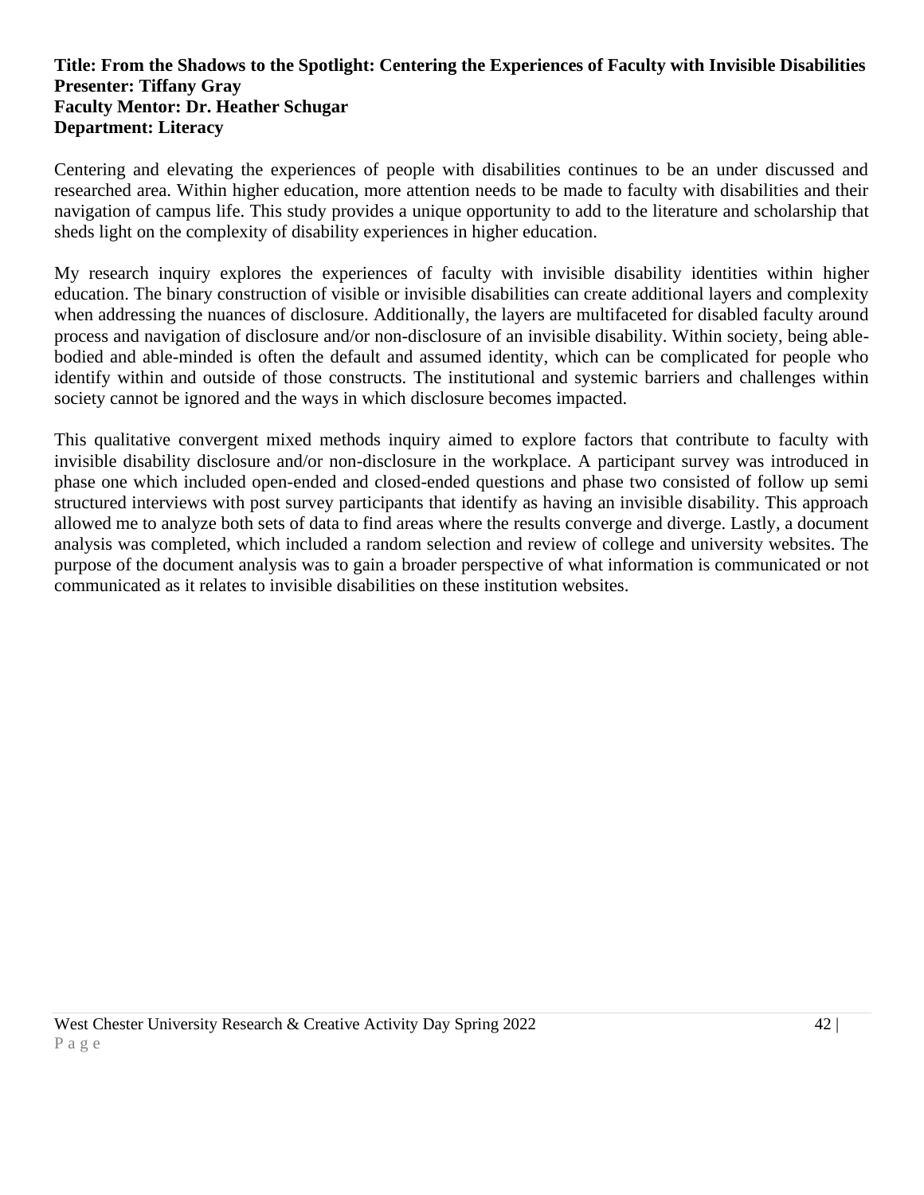**Title: From the Shadows to the Spotlight: Centering the Experiences of Faculty with Invisible Disabilities**
**Presenter: Tiffany Gray**
**Faculty Mentor: Dr. Heather Schugar**
**Department: Literacy**

Centering and elevating the experiences of people with disabilities continues to be an under discussed and researched area. Within higher education, more attention needs to be made to faculty with disabilities and their navigation of campus life. This study provides a unique opportunity to add to the literature and scholarship that sheds light on the complexity of disability experiences in higher education.

My research inquiry explores the experiences of faculty with invisible disability identities within higher education. The binary construction of visible or invisible disabilities can create additional layers and complexity when addressing the nuances of disclosure. Additionally, the layers are multifaceted for disabled faculty around process and navigation of disclosure and/or non-disclosure of an invisible disability. Within society, being able-bodied and able-minded is often the default and assumed identity, which can be complicated for people who identify within and outside of those constructs. The institutional and systemic barriers and challenges within society cannot be ignored and the ways in which disclosure becomes impacted.

This qualitative convergent mixed methods inquiry aimed to explore factors that contribute to faculty with invisible disability disclosure and/or non-disclosure in the workplace. A participant survey was introduced in phase one which included open-ended and closed-ended questions and phase two consisted of follow up semi structured interviews with post survey participants that identify as having an invisible disability. This approach allowed me to analyze both sets of data to find areas where the results converge and diverge. Lastly, a document analysis was completed, which included a random selection and review of college and university websites. The purpose of the document analysis was to gain a broader perspective of what information is communicated or not communicated as it relates to invisible disabilities on these institution websites.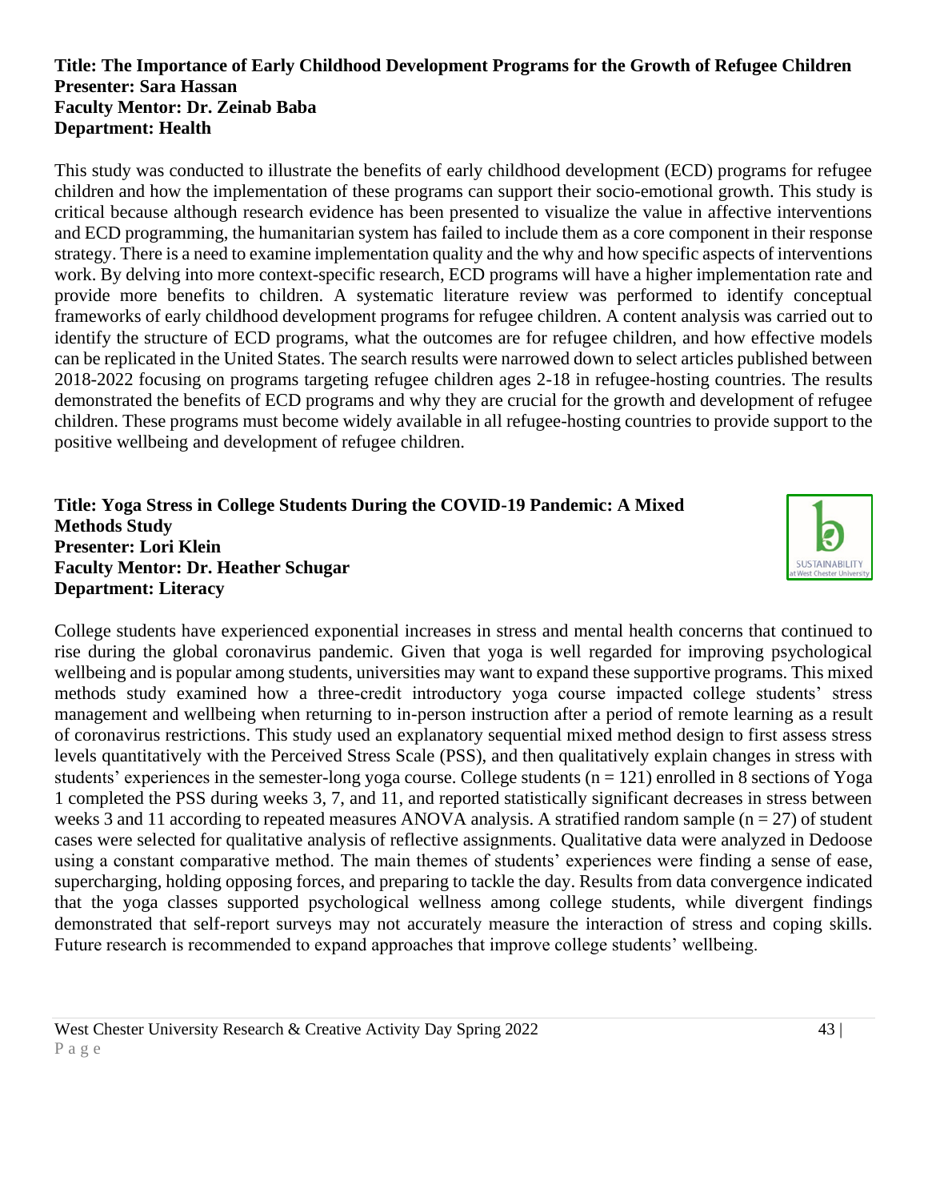**Title: The Importance of Early Childhood Development Programs for the Growth of Refugee Children**
**Presenter: Sara Hassan**
**Faculty Mentor: Dr. Zeinab Baba**
**Department: Health**

This study was conducted to illustrate the benefits of early childhood development (ECD) programs for refugee children and how the implementation of these programs can support their socio-emotional growth. This study is critical because although research evidence has been presented to visualize the value in affective interventions and ECD programming, the humanitarian system has failed to include them as a core component in their response strategy. There is a need to examine implementation quality and the why and how specific aspects of interventions work. By delving into more context-specific research, ECD programs will have a higher implementation rate and provide more benefits to children. A systematic literature review was performed to identify conceptual frameworks of early childhood development programs for refugee children. A content analysis was carried out to identify the structure of ECD programs, what the outcomes are for refugee children, and how effective models can be replicated in the United States. The search results were narrowed down to select articles published between 2018-2022 focusing on programs targeting refugee children ages 2-18 in refugee-hosting countries. The results demonstrated the benefits of ECD programs and why they are crucial for the growth and development of refugee children. These programs must become widely available in all refugee-hosting countries to provide support to the positive wellbeing and development of refugee children.

**Title: Yoga Stress in College Students During the COVID-19 Pandemic: A Mixed Methods Study**
**Presenter: Lori Klein**
**Faculty Mentor: Dr. Heather Schugar**
**Department: Literacy**

College students have experienced exponential increases in stress and mental health concerns that continued to rise during the global coronavirus pandemic. Given that yoga is well regarded for improving psychological wellbeing and is popular among students, universities may want to expand these supportive programs. This mixed methods study examined how a three-credit introductory yoga course impacted college students' stress management and wellbeing when returning to in-person instruction after a period of remote learning as a result of coronavirus restrictions. This study used an explanatory sequential mixed method design to first assess stress levels quantitatively with the Perceived Stress Scale (PSS), and then qualitatively explain changes in stress with students' experiences in the semester-long yoga course. College students ($n = 121$) enrolled in 8 sections of Yoga 1 completed the PSS during weeks 3, 7, and 11, and reported statistically significant decreases in stress between weeks 3 and 11 according to repeated measures ANOVA analysis. A stratified random sample ($n = 27$) of student cases were selected for qualitative analysis of reflective assignments. Qualitative data were analyzed in Dedoose using a constant comparative method. The main themes of students' experiences were finding a sense of ease, supercharging, holding opposing forces, and preparing to tackle the day. Results from data convergence indicated that the yoga classes supported psychological wellness among college students, while divergent findings demonstrated that self-report surveys may not accurately measure the interaction of stress and coping skills. Future research is recommended to expand approaches that improve college students' wellbeing.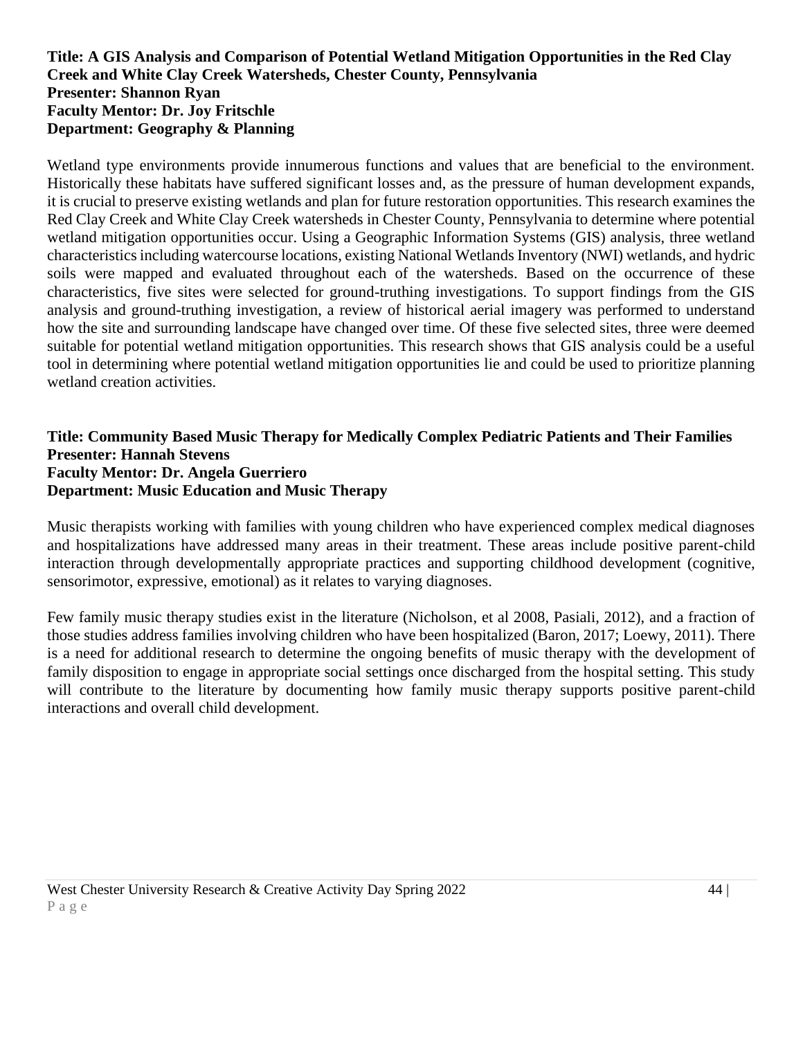**Title: A GIS Analysis and Comparison of Potential Wetland Mitigation Opportunities in the Red Clay Creek and White Clay Creek Watersheds, Chester County, Pennsylvania**
**Presenter: Shannon Ryan**
**Faculty Mentor: Dr. Joy Fritschle**
**Department: Geography & Planning**

Wetland type environments provide innumerous functions and values that are beneficial to the environment. Historically these habitats have suffered significant losses and, as the pressure of human development expands, it is crucial to preserve existing wetlands and plan for future restoration opportunities. This research examines the Red Clay Creek and White Clay Creek watersheds in Chester County, Pennsylvania to determine where potential wetland mitigation opportunities occur. Using a Geographic Information Systems (GIS) analysis, three wetland characteristics including watercourse locations, existing National Wetlands Inventory (NWI) wetlands, and hydric soils were mapped and evaluated throughout each of the watersheds. Based on the occurrence of these characteristics, five sites were selected for ground-truthing investigations. To support findings from the GIS analysis and ground-truthing investigation, a review of historical aerial imagery was performed to understand how the site and surrounding landscape have changed over time. Of these five selected sites, three were deemed suitable for potential wetland mitigation opportunities. This research shows that GIS analysis could be a useful tool in determining where potential wetland mitigation opportunities lie and could be used to prioritize planning wetland creation activities.

**Title: Community Based Music Therapy for Medically Complex Pediatric Patients and Their Families**
**Presenter: Hannah Stevens**
**Faculty Mentor: Dr. Angela Guerriero**
**Department: Music Education and Music Therapy**

Music therapists working with families with young children who have experienced complex medical diagnoses and hospitalizations have addressed many areas in their treatment. These areas include positive parent-child interaction through developmentally appropriate practices and supporting childhood development (cognitive, sensorimotor, expressive, emotional) as it relates to varying diagnoses.

Few family music therapy studies exist in the literature (Nicholson, et al 2008, Pasiali, 2012), and a fraction of those studies address families involving children who have been hospitalized (Baron, 2017; Loewy, 2011). There is a need for additional research to determine the ongoing benefits of music therapy with the development of family disposition to engage in appropriate social settings once discharged from the hospital setting. This study will contribute to the literature by documenting how family music therapy supports positive parent-child interactions and overall child development.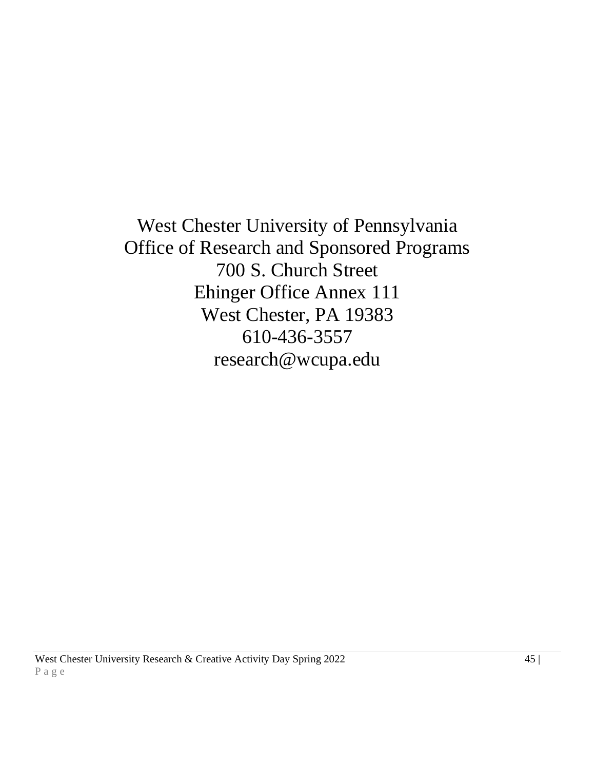West Chester University of Pennsylvania
Office of Research and Sponsored Programs
700 S. Church Street
Ehinger Office Annex 111
West Chester, PA 19383
610-436-3557
research@wcupa.edu